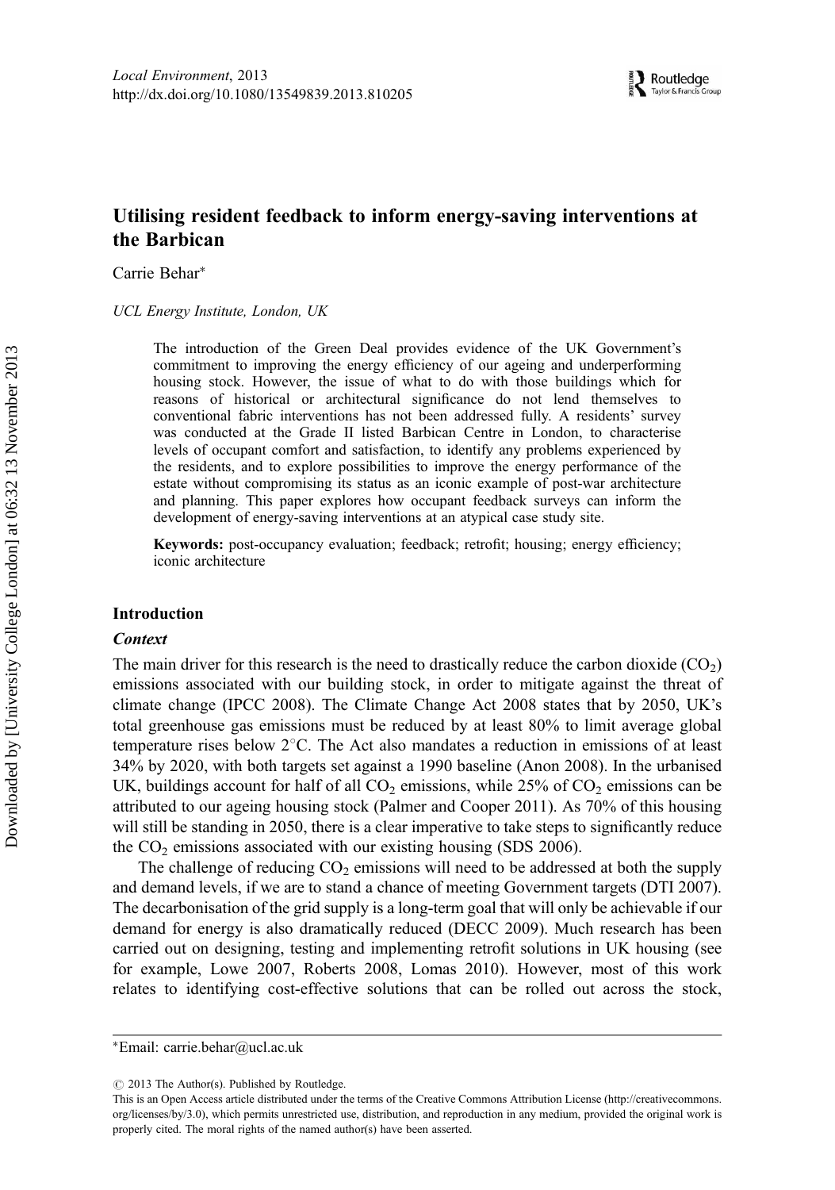# Utilising resident feedback to inform energy-saving interventions at the Barbican

Carrie Behar*

*UCL Energy Institute, London, UK*

The introduction of the Green Deal provides evidence of the UK Government's commitment to improving the energy efficiency of our ageing and underperforming housing stock. However, the issue of what to do with those buildings which for reasons of historical or architectural significance do not lend themselves to conventional fabric interventions has not been addressed fully. A residents' survey was conducted at the Grade II listed Barbican Centre in London, to characterise levels of occupant comfort and satisfaction, to identify any problems experienced by the residents, and to explore possibilities to improve the energy performance of the estate without compromising its status as an iconic example of post-war architecture and planning. This paper explores how occupant feedback surveys can inform the development of energy-saving interventions at an atypical case study site.

**Keywords:** post-occupancy evaluation; feedback; retrofit; housing; energy efficiency; iconic architecture

## Introduction

### *Context*

The main driver for this research is the need to drastically reduce the carbon dioxide ($CO_2$) emissions associated with our building stock, in order to mitigate against the threat of climate change (IPCC 2008). The Climate Change Act 2008 states that by 2050, UK's total greenhouse gas emissions must be reduced by at least 80% to limit average global temperature rises below 2°C. The Act also mandates a reduction in emissions of at least 34% by 2020, with both targets set against a 1990 baseline (Anon 2008). In the urbanised UK, buildings account for half of all $CO_2$ emissions, while 25% of $CO_2$ emissions can be attributed to our ageing housing stock (Palmer and Cooper 2011). As 70% of this housing will still be standing in 2050, there is a clear imperative to take steps to significantly reduce the $CO_2$ emissions associated with our existing housing (SDS 2006).

The challenge of reducing $CO_2$ emissions will need to be addressed at both the supply and demand levels, if we are to stand a chance of meeting Government targets (DTI 2007). The decarbonisation of the grid supply is a long-term goal that will only be achievable if our demand for energy is also dramatically reduced (DECC 2009). Much research has been carried out on designing, testing and implementing retrofit solutions in UK housing (see for example, Lowe 2007, Roberts 2008, Lomas 2010). However, most of this work relates to identifying cost-effective solutions that can be rolled out across the stock,

---

*Email: carrie.behar@ucl.ac.uk

© 2013 The Author(s). Published by Routledge.

This is an Open Access article distributed under the terms of the Creative Commons Attribution License (http://creativecommons.org/licenses/by/3.0), which permits unrestricted use, distribution, and reproduction in any medium, provided the original work is properly cited. The moral rights of the named author(s) have been asserted.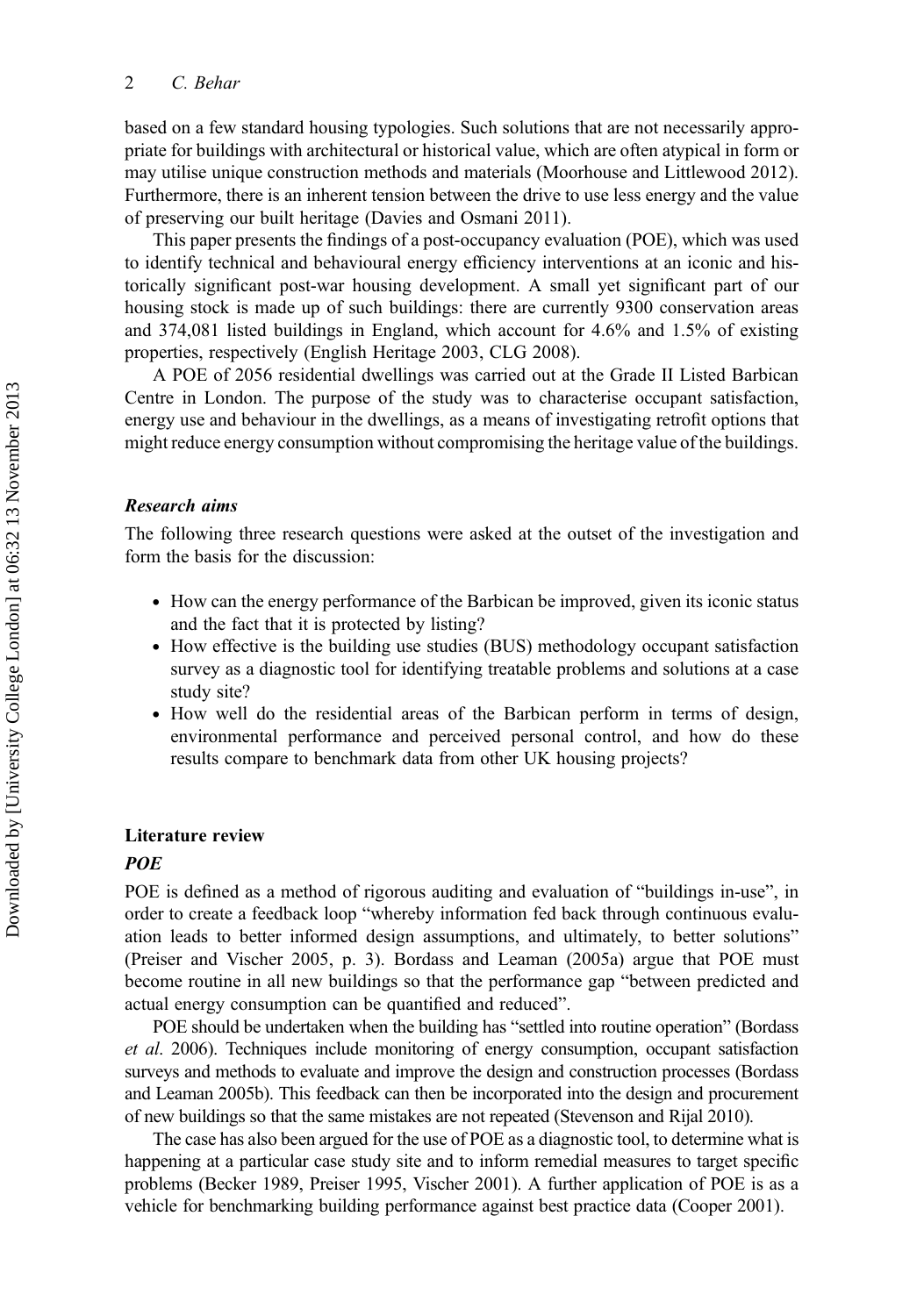based on a few standard housing typologies. Such solutions that are not necessarily appropriate for buildings with architectural or historical value, which are often atypical in form or may utilise unique construction methods and materials (Moorhouse and Littlewood 2012). Furthermore, there is an inherent tension between the drive to use less energy and the value of preserving our built heritage (Davies and Osmani 2011).

This paper presents the findings of a post-occupancy evaluation (POE), which was used to identify technical and behavioural energy efficiency interventions at an iconic and historically significant post-war housing development. A small yet significant part of our housing stock is made up of such buildings: there are currently 9300 conservation areas and 374,081 listed buildings in England, which account for 4.6% and 1.5% of existing properties, respectively (English Heritage 2003, CLG 2008).

A POE of 2056 residential dwellings was carried out at the Grade II Listed Barbican Centre in London. The purpose of the study was to characterise occupant satisfaction, energy use and behaviour in the dwellings, as a means of investigating retrofit options that might reduce energy consumption without compromising the heritage value of the buildings.

### *Research aims*

The following three research questions were asked at the outset of the investigation and form the basis for the discussion:

- How can the energy performance of the Barbican be improved, given its iconic status and the fact that it is protected by listing?
- How effective is the building use studies (BUS) methodology occupant satisfaction survey as a diagnostic tool for identifying treatable problems and solutions at a case study site?
- How well do the residential areas of the Barbican perform in terms of design, environmental performance and perceived personal control, and how do these results compare to benchmark data from other UK housing projects?

## Literature review

### *POE*

POE is defined as a method of rigorous auditing and evaluation of "buildings in-use", in order to create a feedback loop "whereby information fed back through continuous evaluation leads to better informed design assumptions, and ultimately, to better solutions" (Preiser and Vischer 2005, p. 3). Bordass and Leaman (2005a) argue that POE must become routine in all new buildings so that the performance gap "between predicted and actual energy consumption can be quantified and reduced".

POE should be undertaken when the building has "settled into routine operation" (Bordass *et al.* 2006). Techniques include monitoring of energy consumption, occupant satisfaction surveys and methods to evaluate and improve the design and construction processes (Bordass and Leaman 2005b). This feedback can then be incorporated into the design and procurement of new buildings so that the same mistakes are not repeated (Stevenson and Rijal 2010).

The case has also been argued for the use of POE as a diagnostic tool, to determine what is happening at a particular case study site and to inform remedial measures to target specific problems (Becker 1989, Preiser 1995, Vischer 2001). A further application of POE is as a vehicle for benchmarking building performance against best practice data (Cooper 2001).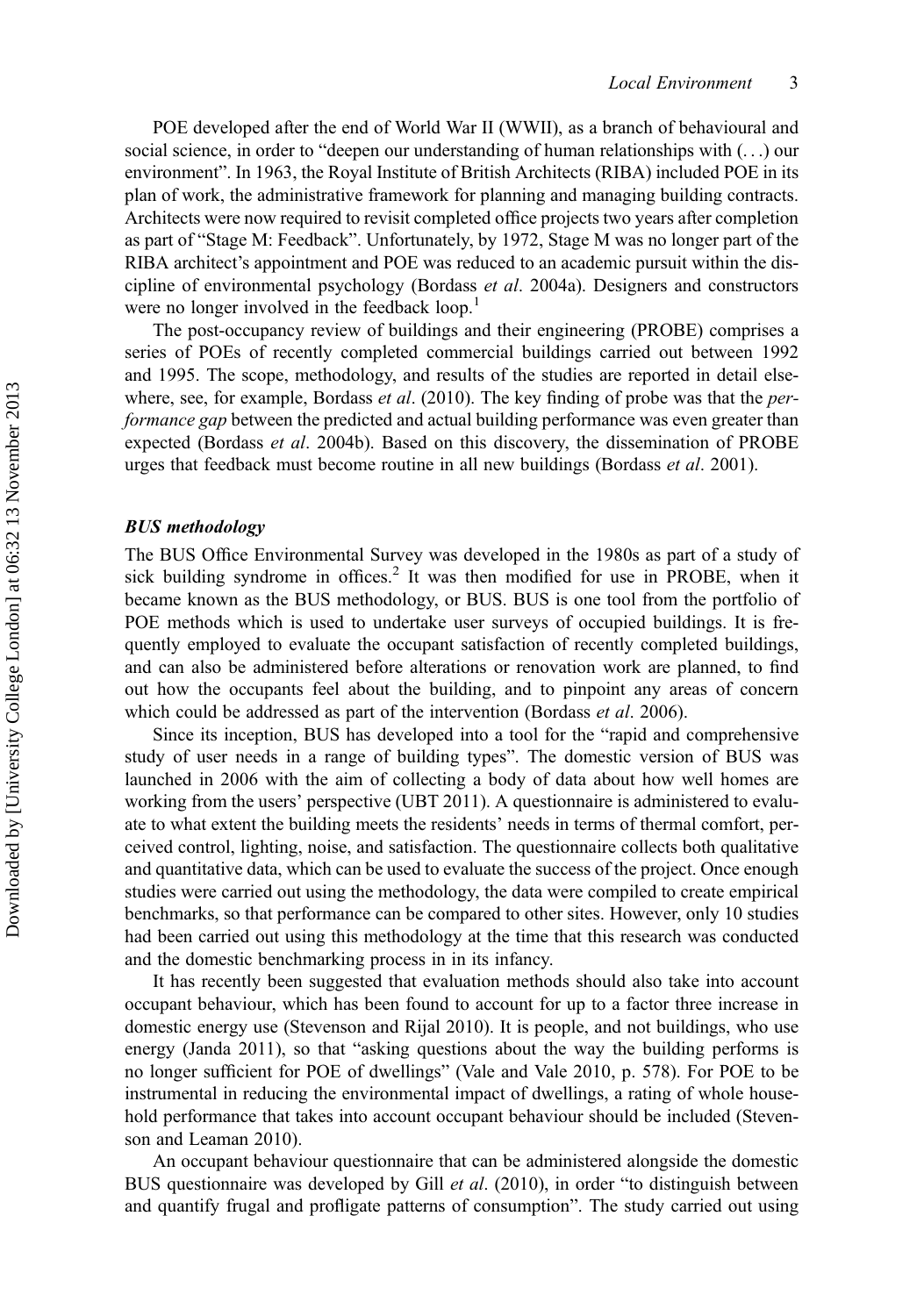POE developed after the end of World War II (WWII), as a branch of behavioural and social science, in order to "deepen our understanding of human relationships with (…) our environment". In 1963, the Royal Institute of British Architects (RIBA) included POE in its plan of work, the administrative framework for planning and managing building contracts. Architects were now required to revisit completed office projects two years after completion as part of "Stage M: Feedback". Unfortunately, by 1972, Stage M was no longer part of the RIBA architect's appointment and POE was reduced to an academic pursuit within the discipline of environmental psychology (Bordass *et al*. 2004a). Designers and constructors were no longer involved in the feedback loop.[1]

The post-occupancy review of buildings and their engineering (PROBE) comprises a series of POEs of recently completed commercial buildings carried out between 1992 and 1995. The scope, methodology, and results of the studies are reported in detail elsewhere, see, for example, Bordass *et al*. (2010). The key finding of probe was that the *performance gap* between the predicted and actual building performance was even greater than expected (Bordass *et al*. 2004b). Based on this discovery, the dissemination of PROBE urges that feedback must become routine in all new buildings (Bordass *et al*. 2001).

### *BUS methodology*

The BUS Office Environmental Survey was developed in the 1980s as part of a study of sick building syndrome in offices.[2] It was then modified for use in PROBE, when it became known as the BUS methodology, or BUS. BUS is one tool from the portfolio of POE methods which is used to undertake user surveys of occupied buildings. It is frequently employed to evaluate the occupant satisfaction of recently completed buildings, and can also be administered before alterations or renovation work are planned, to find out how the occupants feel about the building, and to pinpoint any areas of concern which could be addressed as part of the intervention (Bordass *et al*. 2006).

Since its inception, BUS has developed into a tool for the "rapid and comprehensive study of user needs in a range of building types". The domestic version of BUS was launched in 2006 with the aim of collecting a body of data about how well homes are working from the users' perspective (UBT 2011). A questionnaire is administered to evaluate to what extent the building meets the residents' needs in terms of thermal comfort, perceived control, lighting, noise, and satisfaction. The questionnaire collects both qualitative and quantitative data, which can be used to evaluate the success of the project. Once enough studies were carried out using the methodology, the data were compiled to create empirical benchmarks, so that performance can be compared to other sites. However, only 10 studies had been carried out using this methodology at the time that this research was conducted and the domestic benchmarking process in in its infancy.

It has recently been suggested that evaluation methods should also take into account occupant behaviour, which has been found to account for up to a factor three increase in domestic energy use (Stevenson and Rijal 2010). It is people, and not buildings, who use energy (Janda 2011), so that "asking questions about the way the building performs is no longer sufficient for POE of dwellings" (Vale and Vale 2010, p. 578). For POE to be instrumental in reducing the environmental impact of dwellings, a rating of whole household performance that takes into account occupant behaviour should be included (Stevenson and Leaman 2010).

An occupant behaviour questionnaire that can be administered alongside the domestic BUS questionnaire was developed by Gill *et al*. (2010), in order "to distinguish between and quantify frugal and profligate patterns of consumption". The study carried out using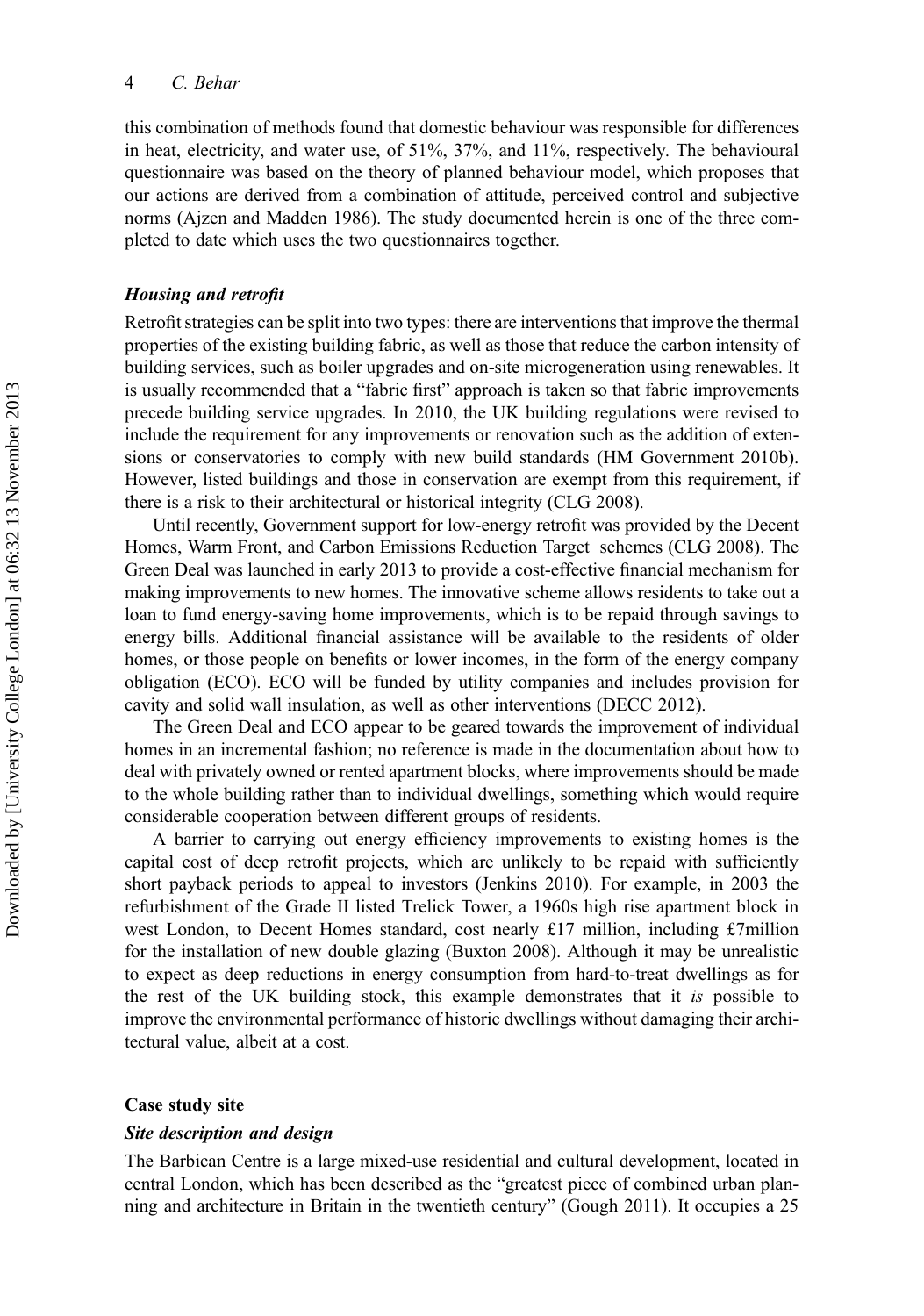this combination of methods found that domestic behaviour was responsible for differences in heat, electricity, and water use, of 51%, 37%, and 11%, respectively. The behavioural questionnaire was based on the theory of planned behaviour model, which proposes that our actions are derived from a combination of attitude, perceived control and subjective norms (Ajzen and Madden 1986). The study documented herein is one of the three completed to date which uses the two questionnaires together.

### *Housing and retrofit*

Retrofit strategies can be split into two types: there are interventions that improve the thermal properties of the existing building fabric, as well as those that reduce the carbon intensity of building services, such as boiler upgrades and on-site microgeneration using renewables. It is usually recommended that a "fabric first" approach is taken so that fabric improvements precede building service upgrades. In 2010, the UK building regulations were revised to include the requirement for any improvements or renovation such as the addition of extensions or conservatories to comply with new build standards (HM Government 2010b). However, listed buildings and those in conservation are exempt from this requirement, if there is a risk to their architectural or historical integrity (CLG 2008).

Until recently, Government support for low-energy retrofit was provided by the Decent Homes, Warm Front, and Carbon Emissions Reduction Target schemes (CLG 2008). The Green Deal was launched in early 2013 to provide a cost-effective financial mechanism for making improvements to new homes. The innovative scheme allows residents to take out a loan to fund energy-saving home improvements, which is to be repaid through savings to energy bills. Additional financial assistance will be available to the residents of older homes, or those people on benefits or lower incomes, in the form of the energy company obligation (ECO). ECO will be funded by utility companies and includes provision for cavity and solid wall insulation, as well as other interventions (DECC 2012).

The Green Deal and ECO appear to be geared towards the improvement of individual homes in an incremental fashion; no reference is made in the documentation about how to deal with privately owned or rented apartment blocks, where improvements should be made to the whole building rather than to individual dwellings, something which would require considerable cooperation between different groups of residents.

A barrier to carrying out energy efficiency improvements to existing homes is the capital cost of deep retrofit projects, which are unlikely to be repaid with sufficiently short payback periods to appeal to investors (Jenkins 2010). For example, in 2003 the refurbishment of the Grade II listed Trelick Tower, a 1960s high rise apartment block in west London, to Decent Homes standard, cost nearly £17 million, including £7million for the installation of new double glazing (Buxton 2008). Although it may be unrealistic to expect as deep reductions in energy consumption from hard-to-treat dwellings as for the rest of the UK building stock, this example demonstrates that it *is* possible to improve the environmental performance of historic dwellings without damaging their architectural value, albeit at a cost.

## Case study site

### *Site description and design*

The Barbican Centre is a large mixed-use residential and cultural development, located in central London, which has been described as the "greatest piece of combined urban planning and architecture in Britain in the twentieth century" (Gough 2011). It occupies a 25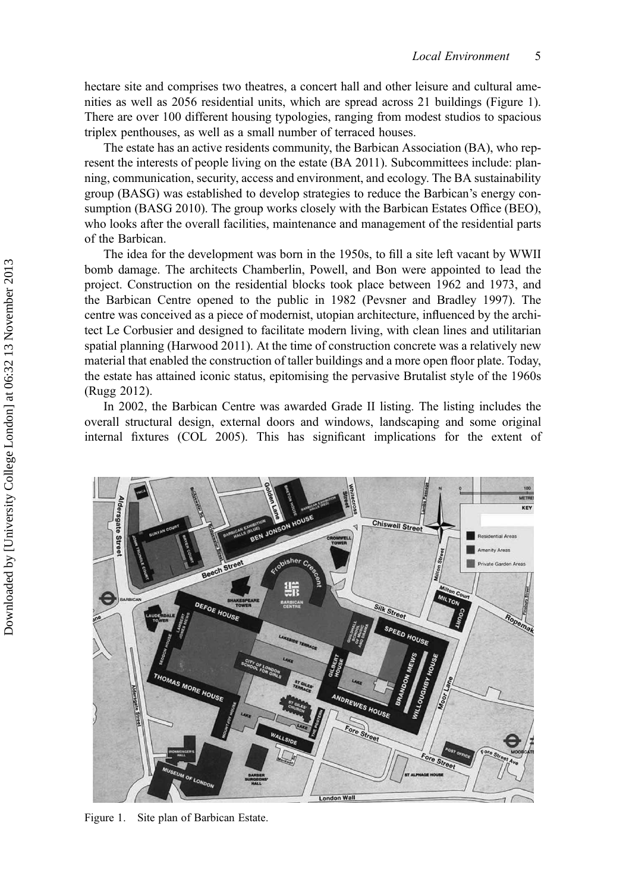hectare site and comprises two theatres, a concert hall and other leisure and cultural amenities as well as 2056 residential units, which are spread across 21 buildings (Figure 1). There are over 100 different housing typologies, ranging from modest studios to spacious triplex penthouses, as well as a small number of terraced houses.

The estate has an active residents community, the Barbican Association (BA), who represent the interests of people living on the estate (BA 2011). Subcommittees include: planning, communication, security, access and environment, and ecology. The BA sustainability group (BASG) was established to develop strategies to reduce the Barbican's energy consumption (BASG 2010). The group works closely with the Barbican Estates Office (BEO), who looks after the overall facilities, maintenance and management of the residential parts of the Barbican.

The idea for the development was born in the 1950s, to fill a site left vacant by WWII bomb damage. The architects Chamberlin, Powell, and Bon were appointed to lead the project. Construction on the residential blocks took place between 1962 and 1973, and the Barbican Centre opened to the public in 1982 (Pevsner and Bradley 1997). The centre was conceived as a piece of modernist, utopian architecture, influenced by the architect Le Corbusier and designed to facilitate modern living, with clean lines and utilitarian spatial planning (Harwood 2011). At the time of construction concrete was a relatively new material that enabled the construction of taller buildings and a more open floor plate. Today, the estate has attained iconic status, epitomising the pervasive Brutalist style of the 1960s (Rugg 2012).

In 2002, the Barbican Centre was awarded Grade II listing. The listing includes the overall structural design, external doors and windows, landscaping and some original internal fixtures (COL 2005). This has significant implications for the extent of

Figure 1. Site plan of Barbican Estate.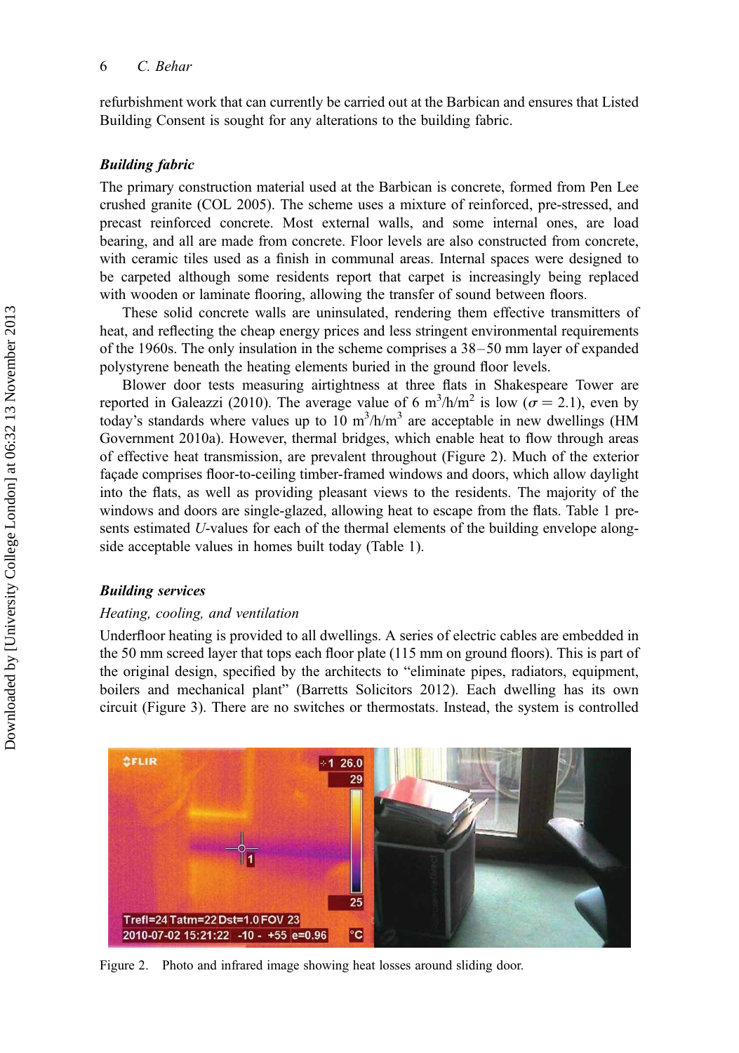refurbishment work that can currently be carried out at the Barbican and ensures that Listed Building Consent is sought for any alterations to the building fabric.

### *Building fabric*

The primary construction material used at the Barbican is concrete, formed from Pen Lee crushed granite (COL 2005). The scheme uses a mixture of reinforced, pre-stressed, and precast reinforced concrete. Most external walls, and some internal ones, are load bearing, and all are made from concrete. Floor levels are also constructed from concrete, with ceramic tiles used as a finish in communal areas. Internal spaces were designed to be carpeted although some residents report that carpet is increasingly being replaced with wooden or laminate flooring, allowing the transfer of sound between floors.

These solid concrete walls are uninsulated, rendering them effective transmitters of heat, and reflecting the cheap energy prices and less stringent environmental requirements of the 1960s. The only insulation in the scheme comprises a 38–50 mm layer of expanded polystyrene beneath the heating elements buried in the ground floor levels.

Blower door tests measuring airtightness at three flats in Shakespeare Tower are reported in Galeazzi (2010). The average value of 6 $m^3/h/m^2$ is low ($\sigma = 2.1$), even by today's standards where values up to 10 $m^3/h/m^3$ are acceptable in new dwellings (HM Government 2010a). However, thermal bridges, which enable heat to flow through areas of effective heat transmission, are prevalent throughout (Figure 2). Much of the exterior façade comprises floor-to-ceiling timber-framed windows and doors, which allow daylight into the flats, as well as providing pleasant views to the residents. The majority of the windows and doors are single-glazed, allowing heat to escape from the flats. Table 1 presents estimated *U*-values for each of the thermal elements of the building envelope alongside acceptable values in homes built today (Table 1).

### *Building services*

#### *Heating, cooling, and ventilation*

Underfloor heating is provided to all dwellings. A series of electric cables are embedded in the 50 mm screed layer that tops each floor plate (115 mm on ground floors). This is part of the original design, specified by the architects to "eliminate pipes, radiators, equipment, boilers and mechanical plant" (Barretts Solicitors 2012). Each dwelling has its own circuit (Figure 3). There are no switches or thermostats. Instead, the system is controlled

Figure 2. Photo and infrared image showing heat losses around sliding door.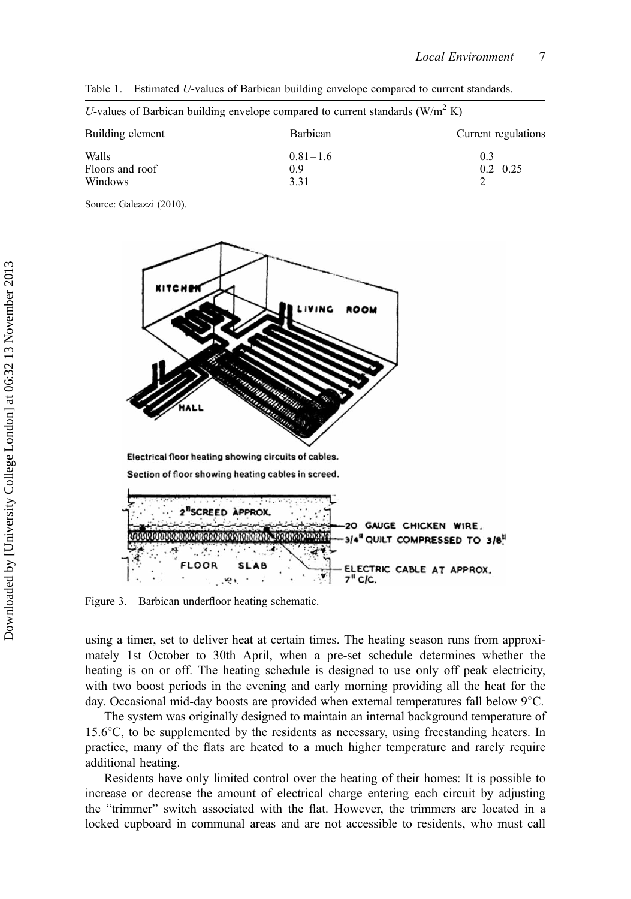Table 1. Estimated *U*-values of Barbican building envelope compared to current standards.

| *U*-values of Barbican building envelope compared to current standards (W/m$^2$ K) | | |
|---|---|---|
| Building element | Barbican | Current regulations |
| Walls | 0.81–1.6 | 0.3 |
| Floors and roof | 0.9 | 0.2–0.25 |
| Windows | 3.31 | 2 |

Source: Galeazzi (2010).

Figure 3. Barbican underfloor heating schematic.

using a timer, set to deliver heat at certain times. The heating season runs from approximately 1st October to 30th April, when a pre-set schedule determines whether the heating is on or off. The heating schedule is designed to use only off peak electricity, with two boost periods in the evening and early morning providing all the heat for the day. Occasional mid-day boosts are provided when external temperatures fall below 9°C.

The system was originally designed to maintain an internal background temperature of 15.6°C, to be supplemented by the residents as necessary, using freestanding heaters. In practice, many of the flats are heated to a much higher temperature and rarely require additional heating.

Residents have only limited control over the heating of their homes: It is possible to increase or decrease the amount of electrical charge entering each circuit by adjusting the "trimmer" switch associated with the flat. However, the trimmers are located in a locked cupboard in communal areas and are not accessible to residents, who must call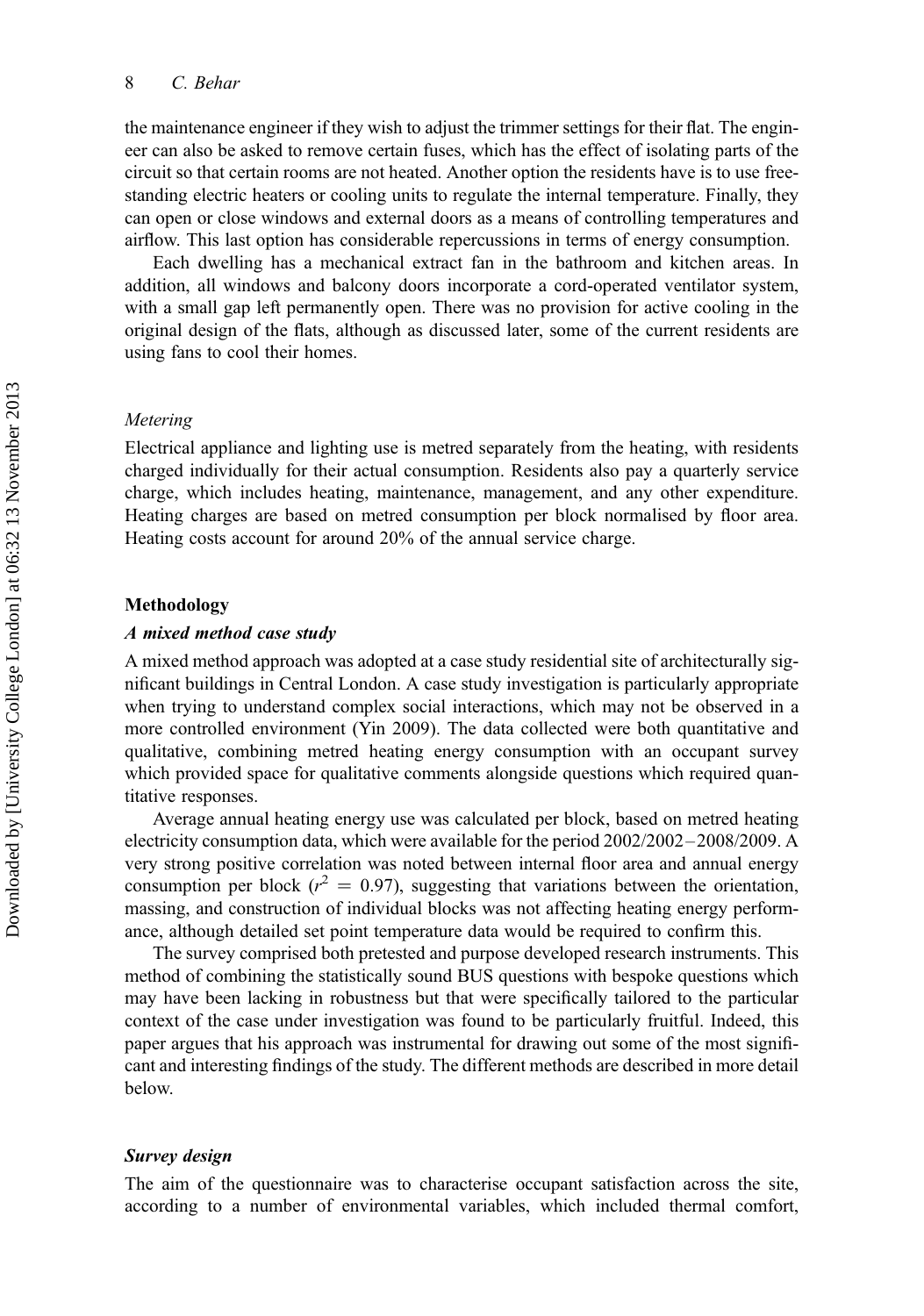the maintenance engineer if they wish to adjust the trimmer settings for their flat. The engineer can also be asked to remove certain fuses, which has the effect of isolating parts of the circuit so that certain rooms are not heated. Another option the residents have is to use freestanding electric heaters or cooling units to regulate the internal temperature. Finally, they can open or close windows and external doors as a means of controlling temperatures and airflow. This last option has considerable repercussions in terms of energy consumption.

Each dwelling has a mechanical extract fan in the bathroom and kitchen areas. In addition, all windows and balcony doors incorporate a cord-operated ventilator system, with a small gap left permanently open. There was no provision for active cooling in the original design of the flats, although as discussed later, some of the current residents are using fans to cool their homes.

### *Metering*

Electrical appliance and lighting use is metred separately from the heating, with residents charged individually for their actual consumption. Residents also pay a quarterly service charge, which includes heating, maintenance, management, and any other expenditure. Heating charges are based on metred consumption per block normalised by floor area. Heating costs account for around 20% of the annual service charge.

## Methodology

### *A mixed method case study*

A mixed method approach was adopted at a case study residential site of architecturally significant buildings in Central London. A case study investigation is particularly appropriate when trying to understand complex social interactions, which may not be observed in a more controlled environment (Yin 2009). The data collected were both quantitative and qualitative, combining metred heating energy consumption with an occupant survey which provided space for qualitative comments alongside questions which required quantitative responses.

Average annual heating energy use was calculated per block, based on metred heating electricity consumption data, which were available for the period 2002/2002–2008/2009. A very strong positive correlation was noted between internal floor area and annual energy consumption per block ($r^2 = 0.97$), suggesting that variations between the orientation, massing, and construction of individual blocks was not affecting heating energy performance, although detailed set point temperature data would be required to confirm this.

The survey comprised both pretested and purpose developed research instruments. This method of combining the statistically sound BUS questions with bespoke questions which may have been lacking in robustness but that were specifically tailored to the particular context of the case under investigation was found to be particularly fruitful. Indeed, this paper argues that his approach was instrumental for drawing out some of the most significant and interesting findings of the study. The different methods are described in more detail below.

### *Survey design*

The aim of the questionnaire was to characterise occupant satisfaction across the site, according to a number of environmental variables, which included thermal comfort,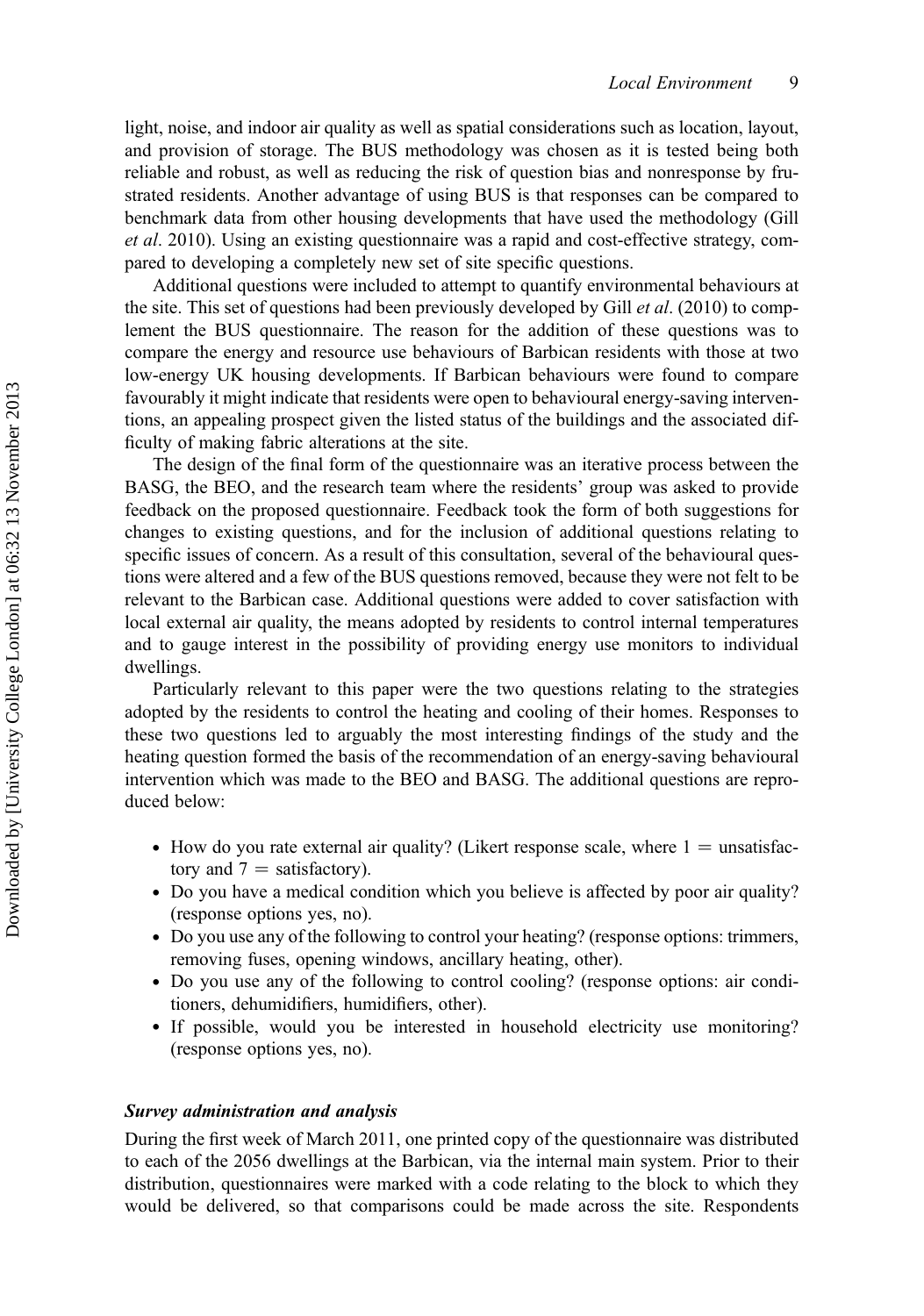light, noise, and indoor air quality as well as spatial considerations such as location, layout, and provision of storage. The BUS methodology was chosen as it is tested being both reliable and robust, as well as reducing the risk of question bias and nonresponse by frustrated residents. Another advantage of using BUS is that responses can be compared to benchmark data from other housing developments that have used the methodology (Gill *et al*. 2010). Using an existing questionnaire was a rapid and cost-effective strategy, compared to developing a completely new set of site specific questions.

Additional questions were included to attempt to quantify environmental behaviours at the site. This set of questions had been previously developed by Gill *et al*. (2010) to complement the BUS questionnaire. The reason for the addition of these questions was to compare the energy and resource use behaviours of Barbican residents with those at two low-energy UK housing developments. If Barbican behaviours were found to compare favourably it might indicate that residents were open to behavioural energy-saving interventions, an appealing prospect given the listed status of the buildings and the associated difficulty of making fabric alterations at the site.

The design of the final form of the questionnaire was an iterative process between the BASG, the BEO, and the research team where the residents' group was asked to provide feedback on the proposed questionnaire. Feedback took the form of both suggestions for changes to existing questions, and for the inclusion of additional questions relating to specific issues of concern. As a result of this consultation, several of the behavioural questions were altered and a few of the BUS questions removed, because they were not felt to be relevant to the Barbican case. Additional questions were added to cover satisfaction with local external air quality, the means adopted by residents to control internal temperatures and to gauge interest in the possibility of providing energy use monitors to individual dwellings.

Particularly relevant to this paper were the two questions relating to the strategies adopted by the residents to control the heating and cooling of their homes. Responses to these two questions led to arguably the most interesting findings of the study and the heating question formed the basis of the recommendation of an energy-saving behavioural intervention which was made to the BEO and BASG. The additional questions are reproduced below:

- How do you rate external air quality? (Likert response scale, where 1 = unsatisfactory and 7 = satisfactory).
- Do you have a medical condition which you believe is affected by poor air quality? (response options yes, no).
- Do you use any of the following to control your heating? (response options: trimmers, removing fuses, opening windows, ancillary heating, other).
- Do you use any of the following to control cooling? (response options: air conditioners, dehumidifiers, humidifiers, other).
- If possible, would you be interested in household electricity use monitoring? (response options yes, no).

### *Survey administration and analysis*

During the first week of March 2011, one printed copy of the questionnaire was distributed to each of the 2056 dwellings at the Barbican, via the internal main system. Prior to their distribution, questionnaires were marked with a code relating to the block to which they would be delivered, so that comparisons could be made across the site. Respondents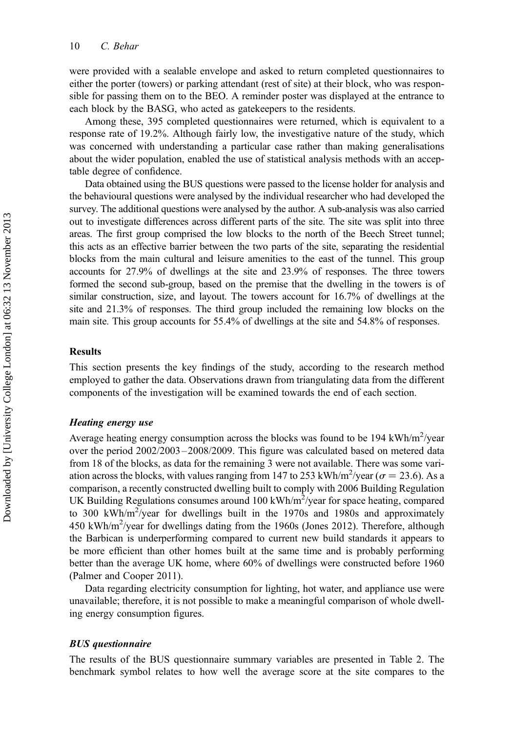were provided with a sealable envelope and asked to return completed questionnaires to either the porter (towers) or parking attendant (rest of site) at their block, who was responsible for passing them on to the BEO. A reminder poster was displayed at the entrance to each block by the BASG, who acted as gatekeepers to the residents.

Among these, 395 completed questionnaires were returned, which is equivalent to a response rate of 19.2%. Although fairly low, the investigative nature of the study, which was concerned with understanding a particular case rather than making generalisations about the wider population, enabled the use of statistical analysis methods with an acceptable degree of confidence.

Data obtained using the BUS questions were passed to the license holder for analysis and the behavioural questions were analysed by the individual researcher who had developed the survey. The additional questions were analysed by the author. A sub-analysis was also carried out to investigate differences across different parts of the site. The site was split into three areas. The first group comprised the low blocks to the north of the Beech Street tunnel; this acts as an effective barrier between the two parts of the site, separating the residential blocks from the main cultural and leisure amenities to the east of the tunnel. This group accounts for 27.9% of dwellings at the site and 23.9% of responses. The three towers formed the second sub-group, based on the premise that the dwelling in the towers is of similar construction, size, and layout. The towers account for 16.7% of dwellings at the site and 21.3% of responses. The third group included the remaining low blocks on the main site. This group accounts for 55.4% of dwellings at the site and 54.8% of responses.

## Results

This section presents the key findings of the study, according to the research method employed to gather the data. Observations drawn from triangulating data from the different components of the investigation will be examined towards the end of each section.

### *Heating energy use*

Average heating energy consumption across the blocks was found to be 194 kWh/m$^2$/year over the period 2002/2003 – 2008/2009. This figure was calculated based on metered data from 18 of the blocks, as data for the remaining 3 were not available. There was some variation across the blocks, with values ranging from 147 to 253 kWh/m$^2$/year ($\sigma = 23.6$). As a comparison, a recently constructed dwelling built to comply with 2006 Building Regulation UK Building Regulations consumes around 100 kWh/m$^2$/year for space heating, compared to 300 kWh/m$^2$/year for dwellings built in the 1970s and 1980s and approximately 450 kWh/m$^2$/year for dwellings dating from the 1960s (Jones 2012). Therefore, although the Barbican is underperforming compared to current new build standards it appears to be more efficient than other homes built at the same time and is probably performing better than the average UK home, where 60% of dwellings were constructed before 1960 (Palmer and Cooper 2011).

Data regarding electricity consumption for lighting, hot water, and appliance use were unavailable; therefore, it is not possible to make a meaningful comparison of whole dwelling energy consumption figures.

### *BUS questionnaire*

The results of the BUS questionnaire summary variables are presented in Table 2. The benchmark symbol relates to how well the average score at the site compares to the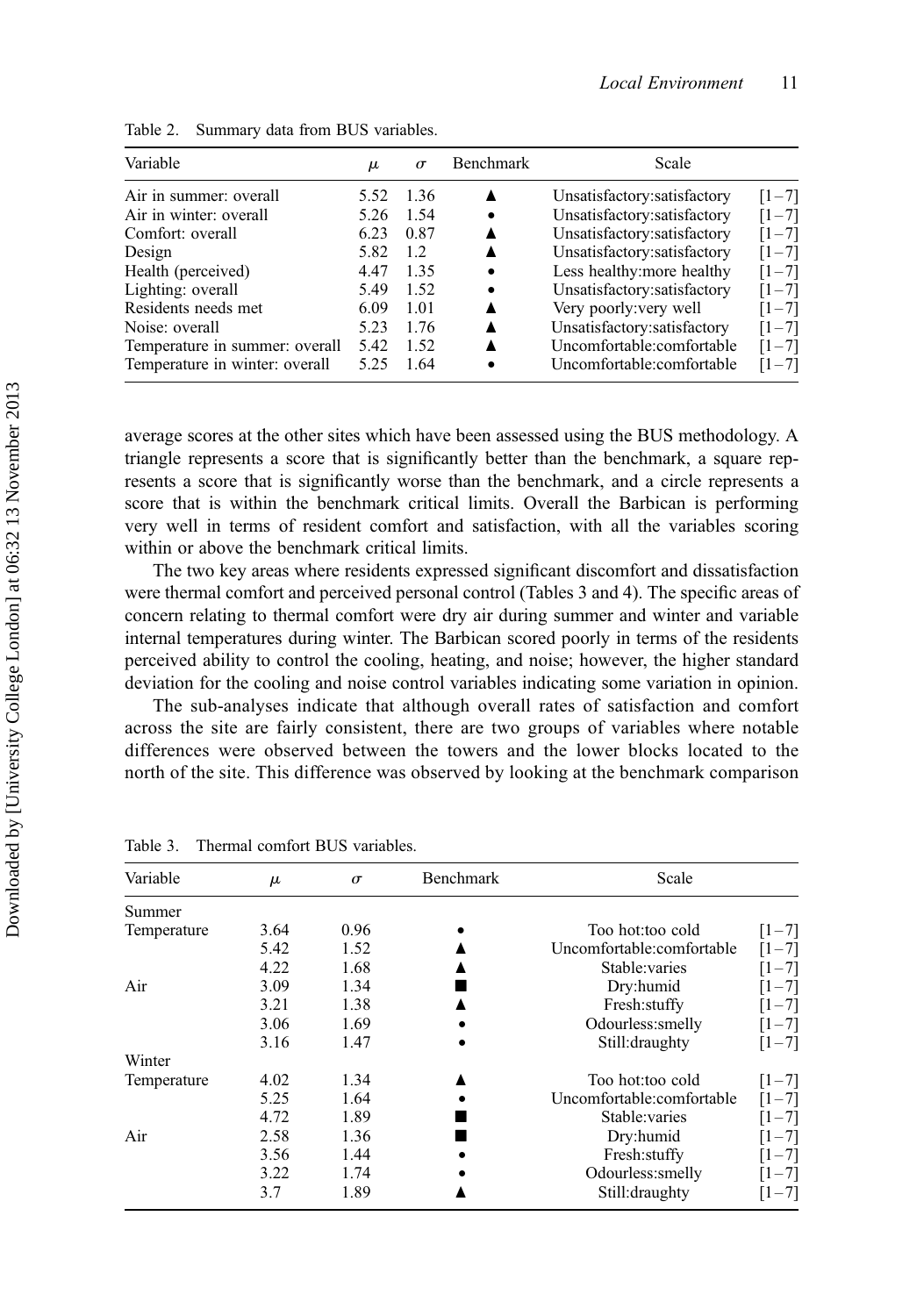Table 2. Summary data from BUS variables.

| Variable | $\mu$ | $\sigma$ | Benchmark | Scale | |
|---|---|---|---|---|---|
| Air in summer: overall | 5.52 | 1.36 | ▲ | Unsatisfactory:satisfactory | [1−7] |
| Air in winter: overall | 5.26 | 1.54 | • | Unsatisfactory:satisfactory | [1−7] |
| Comfort: overall | 6.23 | 0.87 | ▲ | Unsatisfactory:satisfactory | [1−7] |
| Design | 5.82 | 1.2 | ▲ | Unsatisfactory:satisfactory | [1−7] |
| Health (perceived) | 4.47 | 1.35 | • | Less healthy:more healthy | [1−7] |
| Lighting: overall | 5.49 | 1.52 | • | Unsatisfactory:satisfactory | [1−7] |
| Residents needs met | 6.09 | 1.01 | ▲ | Very poorly:very well | [1−7] |
| Noise: overall | 5.23 | 1.76 | ▲ | Unsatisfactory:satisfactory | [1−7] |
| Temperature in summer: overall | 5.42 | 1.52 | ▲ | Uncomfortable:comfortable | [1−7] |
| Temperature in winter: overall | 5.25 | 1.64 | • | Uncomfortable:comfortable | [1−7] |

average scores at the other sites which have been assessed using the BUS methodology. A triangle represents a score that is significantly better than the benchmark, a square represents a score that is significantly worse than the benchmark, and a circle represents a score that is within the benchmark critical limits. Overall the Barbican is performing very well in terms of resident comfort and satisfaction, with all the variables scoring within or above the benchmark critical limits.

The two key areas where residents expressed significant discomfort and dissatisfaction were thermal comfort and perceived personal control (Tables 3 and 4). The specific areas of concern relating to thermal comfort were dry air during summer and winter and variable internal temperatures during winter. The Barbican scored poorly in terms of the residents perceived ability to control the cooling, heating, and noise; however, the higher standard deviation for the cooling and noise control variables indicating some variation in opinion.

The sub-analyses indicate that although overall rates of satisfaction and comfort across the site are fairly consistent, there are two groups of variables where notable differences were observed between the towers and the lower blocks located to the north of the site. This difference was observed by looking at the benchmark comparison

Table 3. Thermal comfort BUS variables.

| Variable | $\mu$ | $\sigma$ | Benchmark | Scale | |
|---|---|---|---|---|---|
| Summer | | | | | |
| Temperature | 3.64 | 0.96 | • | Too hot:too cold | [1−7] |
| | 5.42 | 1.52 | ▲ | Uncomfortable:comfortable | [1−7] |
| | 4.22 | 1.68 | ▲ | Stable:varies | [1−7] |
| Air | 3.09 | 1.34 | ■ | Dry:humid | [1−7] |
| | 3.21 | 1.38 | ▲ | Fresh:stuffy | [1−7] |
| | 3.06 | 1.69 | • | Odourless:smelly | [1−7] |
| | 3.16 | 1.47 | • | Still:draughty | [1−7] |
| Winter | | | | | |
| Temperature | 4.02 | 1.34 | ▲ | Too hot:too cold | [1−7] |
| | 5.25 | 1.64 | • | Uncomfortable:comfortable | [1−7] |
| | 4.72 | 1.89 | ■ | Stable:varies | [1−7] |
| Air | 2.58 | 1.36 | ■ | Dry:humid | [1−7] |
| | 3.56 | 1.44 | • | Fresh:stuffy | [1−7] |
| | 3.22 | 1.74 | • | Odourless:smelly | [1−7] |
| | 3.7 | 1.89 | ▲ | Still:draughty | [1−7] |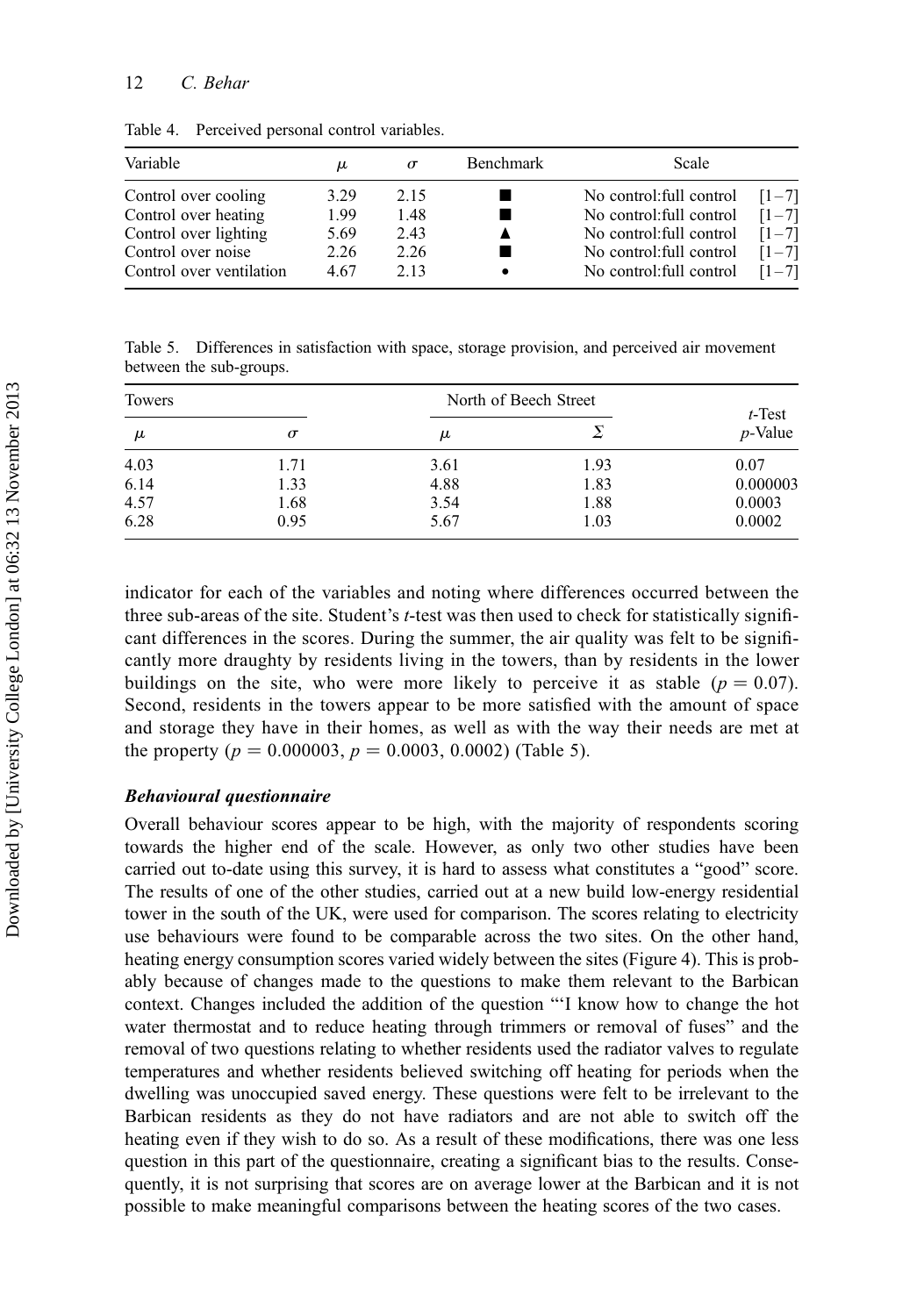Table 4. Perceived personal control variables.

| Variable | $\mu$ | $\sigma$ | Benchmark | Scale | |
|---|---|---|---|---|---|
| Control over cooling | 3.29 | 2.15 | ■ | No control:full control | [1–7] |
| Control over heating | 1.99 | 1.48 | ■ | No control:full control | [1–7] |
| Control over lighting | 5.69 | 2.43 | ▲ | No control:full control | [1–7] |
| Control over noise | 2.26 | 2.26 | ■ | No control:full control | [1–7] |
| Control over ventilation | 4.67 | 2.13 | • | No control:full control | [1–7] |

Table 5. Differences in satisfaction with space, storage provision, and perceived air movement between the sub-groups.

| Towers | | North of Beech Street | | $t$-Test $p$-Value |
|---|---|---|---|---|
| $\mu$ | $\sigma$ | $\mu$ | $\Sigma$ | |
| 4.03 | 1.71 | 3.61 | 1.93 | 0.07 |
| 6.14 | 1.33 | 4.88 | 1.83 | 0.000003 |
| 4.57 | 1.68 | 3.54 | 1.88 | 0.0003 |
| 6.28 | 0.95 | 5.67 | 1.03 | 0.0002 |

indicator for each of the variables and noting where differences occurred between the three sub-areas of the site. Student's $t$-test was then used to check for statistically significant differences in the scores. During the summer, the air quality was felt to be significantly more draughty by residents living in the towers, than by residents in the lower buildings on the site, who were more likely to perceive it as stable ($p = 0.07$). Second, residents in the towers appear to be more satisfied with the amount of space and storage they have in their homes, as well as with the way their needs are met at the property ($p = 0.000003$, $p = 0.0003$, 0.0002) (Table 5).

***Behavioural questionnaire***

Overall behaviour scores appear to be high, with the majority of respondents scoring towards the higher end of the scale. However, as only two other studies have been carried out to-date using this survey, it is hard to assess what constitutes a "good" score. The results of one of the other studies, carried out at a new build low-energy residential tower in the south of the UK, were used for comparison. The scores relating to electricity use behaviours were found to be comparable across the two sites. On the other hand, heating energy consumption scores varied widely between the sites (Figure 4). This is probably because of changes made to the questions to make them relevant to the Barbican context. Changes included the addition of the question "'I know how to change the hot water thermostat and to reduce heating through trimmers or removal of fuses" and the removal of two questions relating to whether residents used the radiator valves to regulate temperatures and whether residents believed switching off heating for periods when the dwelling was unoccupied saved energy. These questions were felt to be irrelevant to the Barbican residents as they do not have radiators and are not able to switch off the heating even if they wish to do so. As a result of these modifications, there was one less question in this part of the questionnaire, creating a significant bias to the results. Consequently, it is not surprising that scores are on average lower at the Barbican and it is not possible to make meaningful comparisons between the heating scores of the two cases.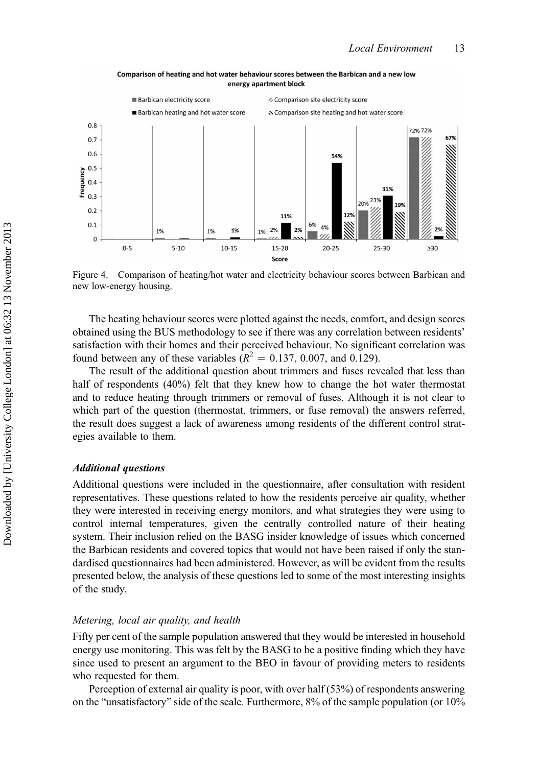Figure 4. Comparison of heating/hot water and electricity behaviour scores between Barbican and new low-energy housing.

The heating behaviour scores were plotted against the needs, comfort, and design scores obtained using the BUS methodology to see if there was any correlation between residents' satisfaction with their homes and their perceived behaviour. No significant correlation was found between any of these variables ($R^2 = 0.137$, 0.007, and 0.129).

The result of the additional question about trimmers and fuses revealed that less than half of respondents (40%) felt that they knew how to change the hot water thermostat and to reduce heating through trimmers or removal of fuses. Although it is not clear to which part of the question (thermostat, trimmers, or fuse removal) the answers referred, the result does suggest a lack of awareness among residents of the different control strategies available to them.

### *Additional questions*

Additional questions were included in the questionnaire, after consultation with resident representatives. These questions related to how the residents perceive air quality, whether they were interested in receiving energy monitors, and what strategies they were using to control internal temperatures, given the centrally controlled nature of their heating system. Their inclusion relied on the BASG insider knowledge of issues which concerned the Barbican residents and covered topics that would not have been raised if only the standardised questionnaires had been administered. However, as will be evident from the results presented below, the analysis of these questions led to some of the most interesting insights of the study.

#### *Metering, local air quality, and health*

Fifty per cent of the sample population answered that they would be interested in household energy use monitoring. This was felt by the BASG to be a positive finding which they have since used to present an argument to the BEO in favour of providing meters to residents who requested for them.

Perception of external air quality is poor, with over half (53%) of respondents answering on the "unsatisfactory" side of the scale. Furthermore, 8% of the sample population (or 10%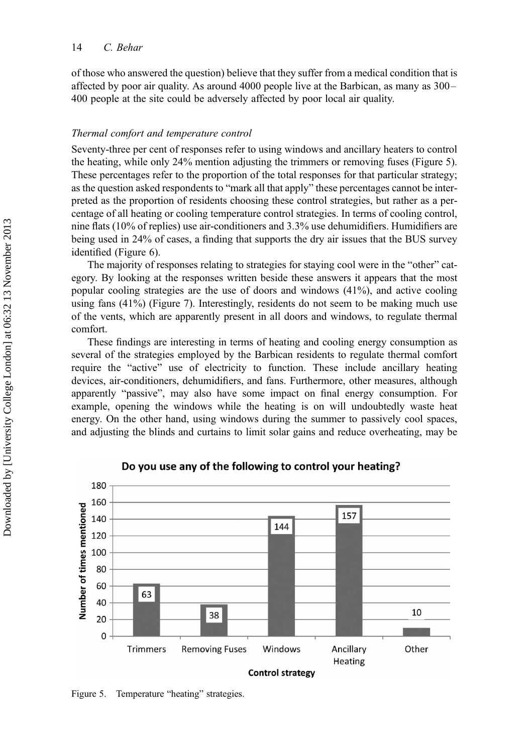of those who answered the question) believe that they suffer from a medical condition that is affected by poor air quality. As around 4000 people live at the Barbican, as many as 300–400 people at the site could be adversely affected by poor local air quality.

### *Thermal comfort and temperature control*

Seventy-three per cent of responses refer to using windows and ancillary heaters to control the heating, while only 24% mention adjusting the trimmers or removing fuses (Figure 5). These percentages refer to the proportion of the total responses for that particular strategy; as the question asked respondents to "mark all that apply" these percentages cannot be interpreted as the proportion of residents choosing these control strategies, but rather as a percentage of all heating or cooling temperature control strategies. In terms of cooling control, nine flats (10% of replies) use air-conditioners and 3.3% use dehumidifiers. Humidifiers are being used in 24% of cases, a finding that supports the dry air issues that the BUS survey identified (Figure 6).

The majority of responses relating to strategies for staying cool were in the "other" category. By looking at the responses written beside these answers it appears that the most popular cooling strategies are the use of doors and windows (41%), and active cooling using fans (41%) (Figure 7). Interestingly, residents do not seem to be making much use of the vents, which are apparently present in all doors and windows, to regulate thermal comfort.

These findings are interesting in terms of heating and cooling energy consumption as several of the strategies employed by the Barbican residents to regulate thermal comfort require the "active" use of electricity to function. These include ancillary heating devices, air-conditioners, dehumidifiers, and fans. Furthermore, other measures, although apparently "passive", may also have some impact on final energy consumption. For example, opening the windows while the heating is on will undoubtedly waste heat energy. On the other hand, using windows during the summer to passively cool spaces, and adjusting the blinds and curtains to limit solar gains and reduce overheating, may be

**Do you use any of the following to control your heating?**

| Control strategy | Number of times mentioned |
|---|---|
| Trimmers | 63 |
| Removing Fuses | 38 |
| Windows | 144 |
| Ancillary Heating | 157 |
| Other | 10 |

Figure 5. Temperature "heating" strategies.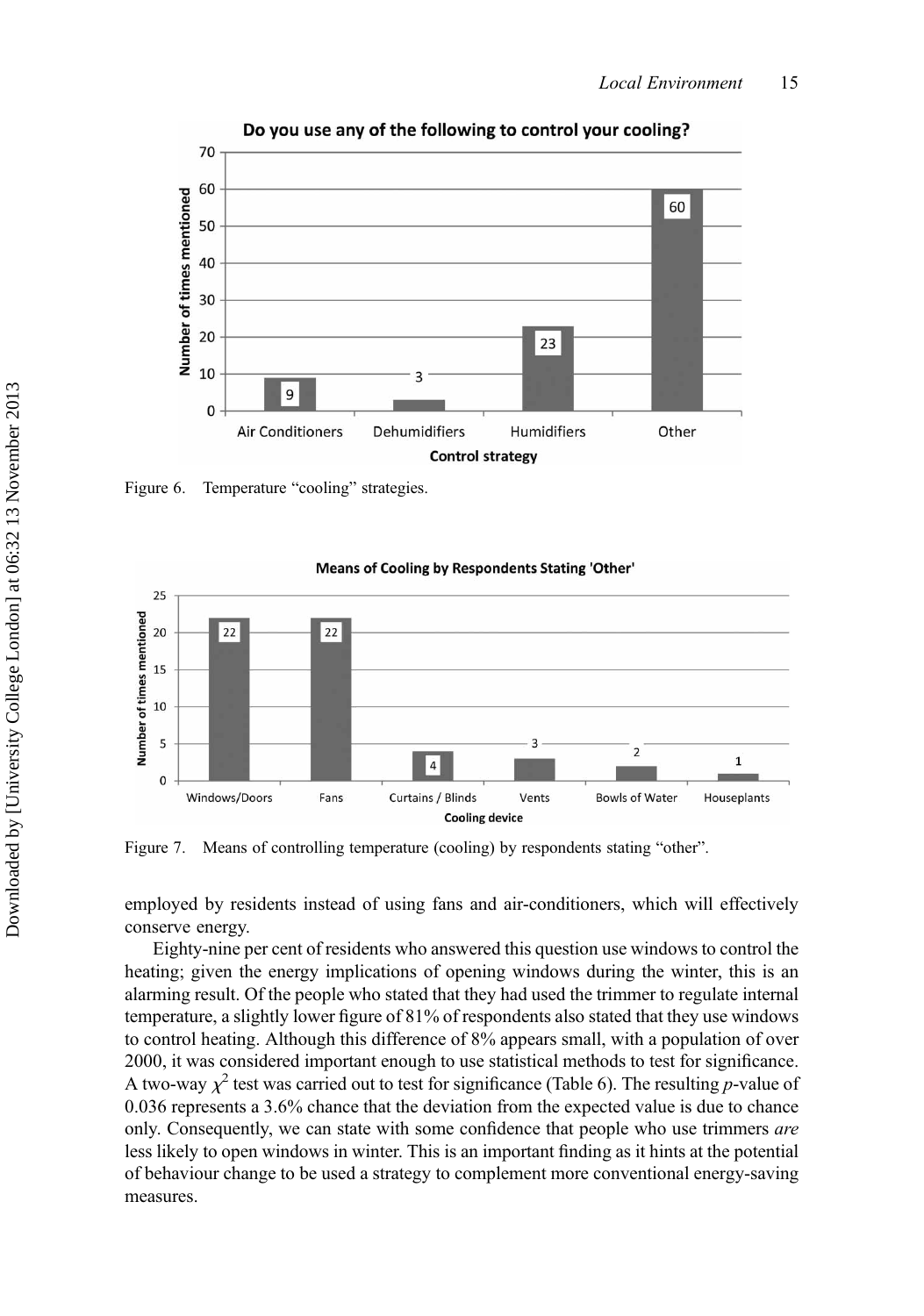Figure 6. Temperature "cooling" strategies.

Figure 7. Means of controlling temperature (cooling) by respondents stating "other".

employed by residents instead of using fans and air-conditioners, which will effectively conserve energy.

Eighty-nine per cent of residents who answered this question use windows to control the heating; given the energy implications of opening windows during the winter, this is an alarming result. Of the people who stated that they had used the trimmer to regulate internal temperature, a slightly lower figure of 81% of respondents also stated that they use windows to control heating. Although this difference of 8% appears small, with a population of over 2000, it was considered important enough to use statistical methods to test for significance. A two-way $\chi^2$ test was carried out to test for significance (Table 6). The resulting $p$-value of 0.036 represents a 3.6% chance that the deviation from the expected value is due to chance only. Consequently, we can state with some confidence that people who use trimmers *are* less likely to open windows in winter. This is an important finding as it hints at the potential of behaviour change to be used a strategy to complement more conventional energy-saving measures.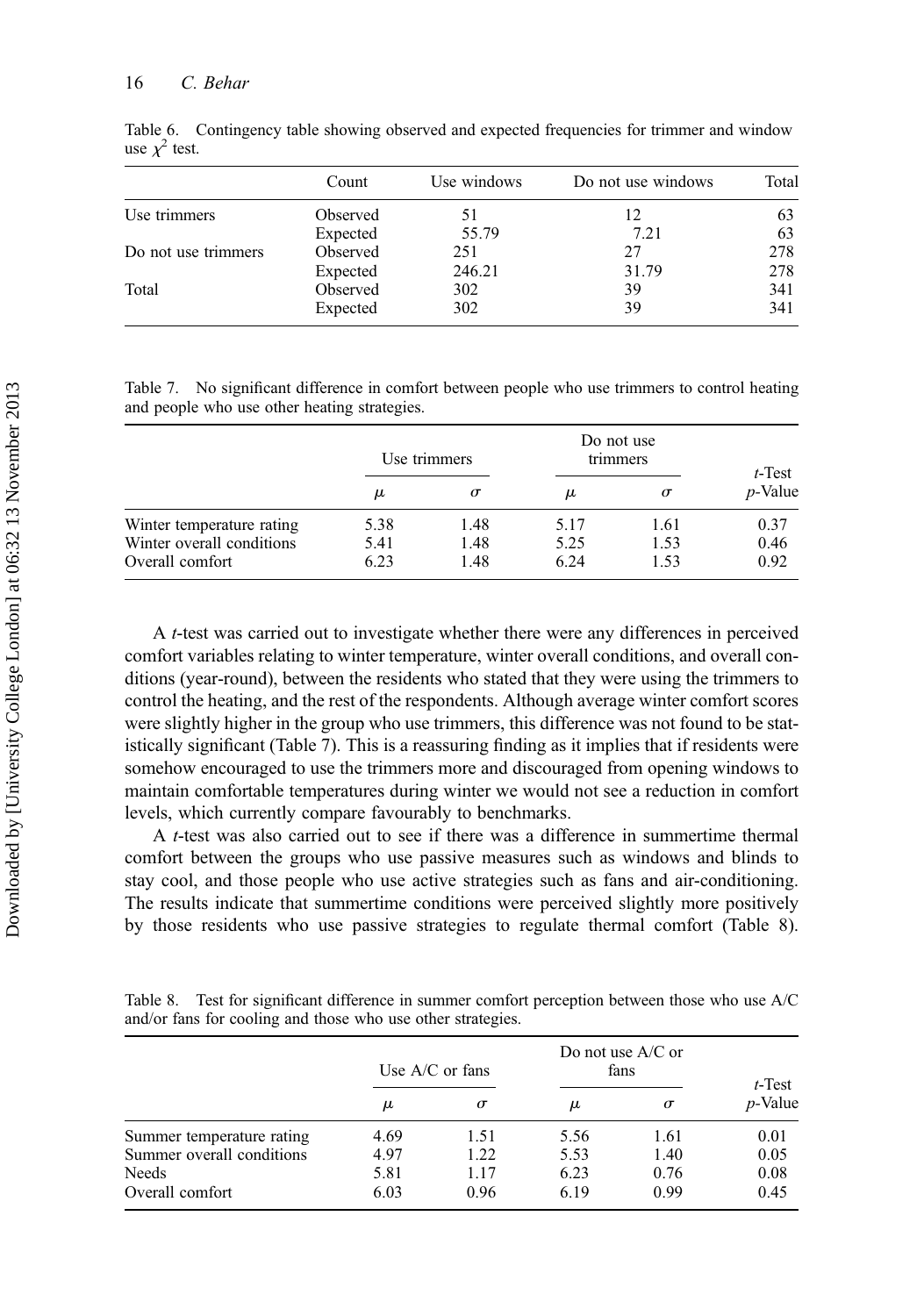Table 6. Contingency table showing observed and expected frequencies for trimmer and window use $\chi^2$ test.

| | Count | Use windows | Do not use windows | Total |
|---|---|---|---|---|
| Use trimmers | Observed | 51 | 12 | 63 |
| | Expected | 55.79 | 7.21 | 63 |
| Do not use trimmers | Observed | 251 | 27 | 278 |
| | Expected | 246.21 | 31.79 | 278 |
| Total | Observed | 302 | 39 | 341 |
| | Expected | 302 | 39 | 341 |

Table 7. No significant difference in comfort between people who use trimmers to control heating and people who use other heating strategies.

| | Use trimmers | | Do not use trimmers | | *t*-Test *p*-Value |
|---|---|---|---|---|---|
| | $\mu$ | $\sigma$ | $\mu$ | $\sigma$ | |
| Winter temperature rating | 5.38 | 1.48 | 5.17 | 1.61 | 0.37 |
| Winter overall conditions | 5.41 | 1.48 | 5.25 | 1.53 | 0.46 |
| Overall comfort | 6.23 | 1.48 | 6.24 | 1.53 | 0.92 |

A *t*-test was carried out to investigate whether there were any differences in perceived comfort variables relating to winter temperature, winter overall conditions, and overall conditions (year-round), between the residents who stated that they were using the trimmers to control the heating, and the rest of the respondents. Although average winter comfort scores were slightly higher in the group who use trimmers, this difference was not found to be statistically significant (Table 7). This is a reassuring finding as it implies that if residents were somehow encouraged to use the trimmers more and discouraged from opening windows to maintain comfortable temperatures during winter we would not see a reduction in comfort levels, which currently compare favourably to benchmarks.

A *t*-test was also carried out to see if there was a difference in summertime thermal comfort between the groups who use passive measures such as windows and blinds to stay cool, and those people who use active strategies such as fans and air-conditioning. The results indicate that summertime conditions were perceived slightly more positively by those residents who use passive strategies to regulate thermal comfort (Table 8).

Table 8. Test for significant difference in summer comfort perception between those who use A/C and/or fans for cooling and those who use other strategies.

| | Use A/C or fans | | Do not use A/C or fans | | *t*-Test *p*-Value |
|---|---|---|---|---|---|
| | $\mu$ | $\sigma$ | $\mu$ | $\sigma$ | |
| Summer temperature rating | 4.69 | 1.51 | 5.56 | 1.61 | 0.01 |
| Summer overall conditions | 4.97 | 1.22 | 5.53 | 1.40 | 0.05 |
| Needs | 5.81 | 1.17 | 6.23 | 0.76 | 0.08 |
| Overall comfort | 6.03 | 0.96 | 6.19 | 0.99 | 0.45 |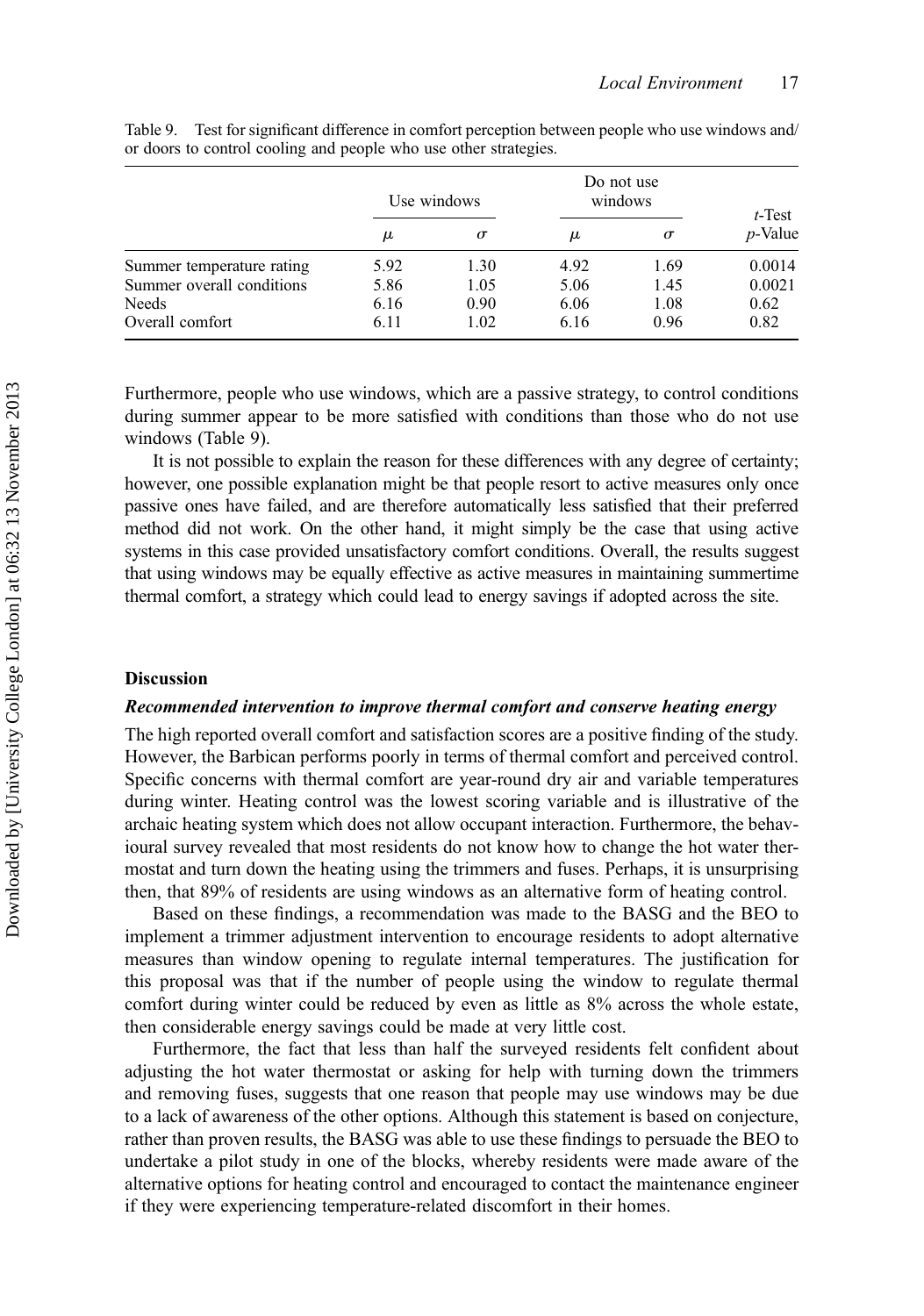Table 9. Test for significant difference in comfort perception between people who use windows and/or doors to control cooling and people who use other strategies.

| | Use windows | | Do not use windows | | $t$-Test $p$-Value |
|---|---|---|---|---|---|
| | $\mu$ | $\sigma$ | $\mu$ | $\sigma$ | |
| Summer temperature rating | 5.92 | 1.30 | 4.92 | 1.69 | 0.0014 |
| Summer overall conditions | 5.86 | 1.05 | 5.06 | 1.45 | 0.0021 |
| Needs | 6.16 | 0.90 | 6.06 | 1.08 | 0.62 |
| Overall comfort | 6.11 | 1.02 | 6.16 | 0.96 | 0.82 |

Furthermore, people who use windows, which are a passive strategy, to control conditions during summer appear to be more satisfied with conditions than those who do not use windows (Table 9).

It is not possible to explain the reason for these differences with any degree of certainty; however, one possible explanation might be that people resort to active measures only once passive ones have failed, and are therefore automatically less satisfied that their preferred method did not work. On the other hand, it might simply be the case that using active systems in this case provided unsatisfactory comfort conditions. Overall, the results suggest that using windows may be equally effective as active measures in maintaining summertime thermal comfort, a strategy which could lead to energy savings if adopted across the site.

## Discussion

### *Recommended intervention to improve thermal comfort and conserve heating energy*

The high reported overall comfort and satisfaction scores are a positive finding of the study. However, the Barbican performs poorly in terms of thermal comfort and perceived control. Specific concerns with thermal comfort are year-round dry air and variable temperatures during winter. Heating control was the lowest scoring variable and is illustrative of the archaic heating system which does not allow occupant interaction. Furthermore, the behavioural survey revealed that most residents do not know how to change the hot water thermostat and turn down the heating using the trimmers and fuses. Perhaps, it is unsurprising then, that 89% of residents are using windows as an alternative form of heating control.

Based on these findings, a recommendation was made to the BASG and the BEO to implement a trimmer adjustment intervention to encourage residents to adopt alternative measures than window opening to regulate internal temperatures. The justification for this proposal was that if the number of people using the window to regulate thermal comfort during winter could be reduced by even as little as 8% across the whole estate, then considerable energy savings could be made at very little cost.

Furthermore, the fact that less than half the surveyed residents felt confident about adjusting the hot water thermostat or asking for help with turning down the trimmers and removing fuses, suggests that one reason that people may use windows may be due to a lack of awareness of the other options. Although this statement is based on conjecture, rather than proven results, the BASG was able to use these findings to persuade the BEO to undertake a pilot study in one of the blocks, whereby residents were made aware of the alternative options for heating control and encouraged to contact the maintenance engineer if they were experiencing temperature-related discomfort in their homes.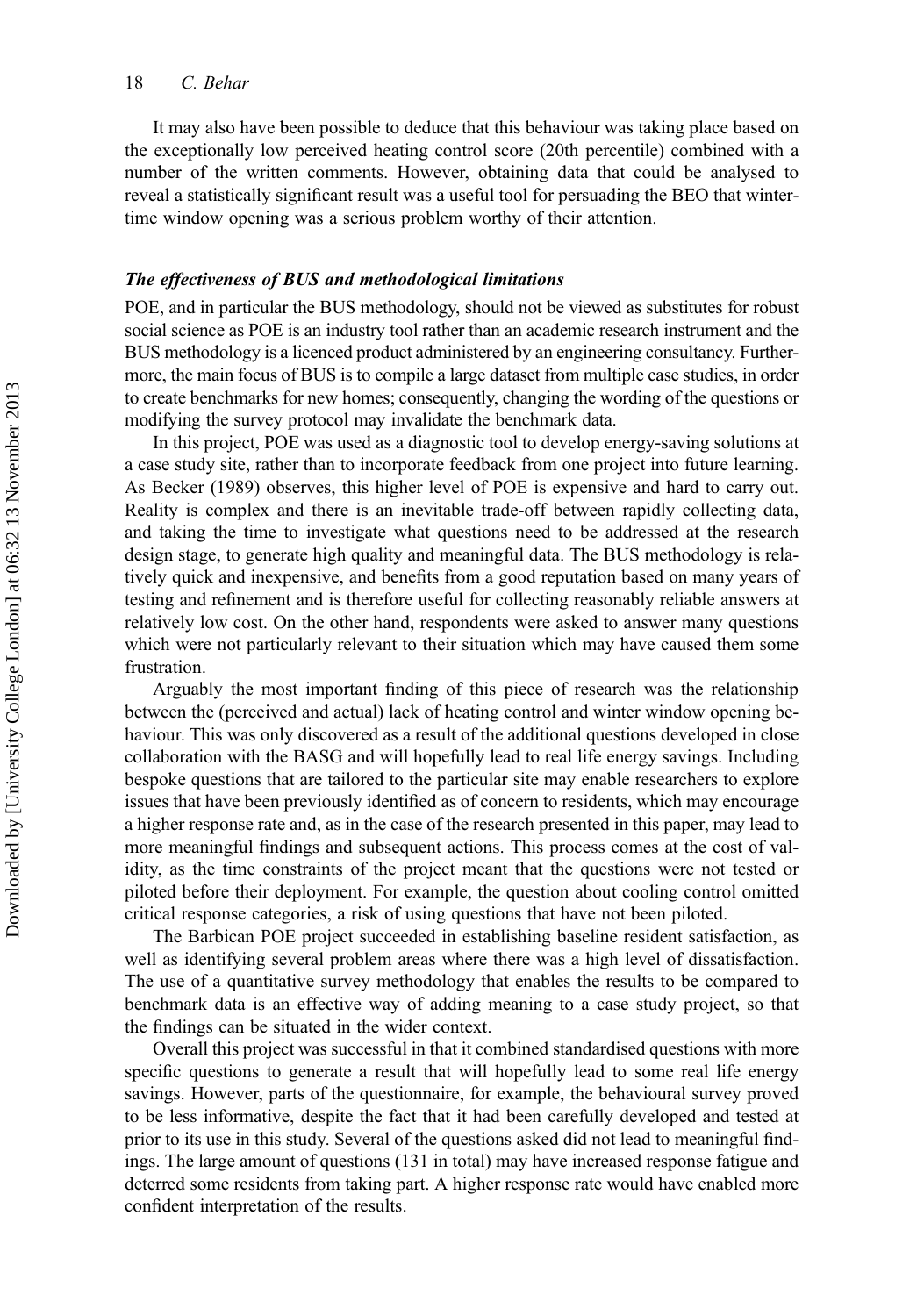It may also have been possible to deduce that this behaviour was taking place based on the exceptionally low perceived heating control score (20th percentile) combined with a number of the written comments. However, obtaining data that could be analysed to reveal a statistically significant result was a useful tool for persuading the BEO that winter-time window opening was a serious problem worthy of their attention.

### *The effectiveness of BUS and methodological limitations*

POE, and in particular the BUS methodology, should not be viewed as substitutes for robust social science as POE is an industry tool rather than an academic research instrument and the BUS methodology is a licenced product administered by an engineering consultancy. Furthermore, the main focus of BUS is to compile a large dataset from multiple case studies, in order to create benchmarks for new homes; consequently, changing the wording of the questions or modifying the survey protocol may invalidate the benchmark data.

In this project, POE was used as a diagnostic tool to develop energy-saving solutions at a case study site, rather than to incorporate feedback from one project into future learning. As Becker (1989) observes, this higher level of POE is expensive and hard to carry out. Reality is complex and there is an inevitable trade-off between rapidly collecting data, and taking the time to investigate what questions need to be addressed at the research design stage, to generate high quality and meaningful data. The BUS methodology is relatively quick and inexpensive, and benefits from a good reputation based on many years of testing and refinement and is therefore useful for collecting reasonably reliable answers at relatively low cost. On the other hand, respondents were asked to answer many questions which were not particularly relevant to their situation which may have caused them some frustration.

Arguably the most important finding of this piece of research was the relationship between the (perceived and actual) lack of heating control and winter window opening behaviour. This was only discovered as a result of the additional questions developed in close collaboration with the BASG and will hopefully lead to real life energy savings. Including bespoke questions that are tailored to the particular site may enable researchers to explore issues that have been previously identified as of concern to residents, which may encourage a higher response rate and, as in the case of the research presented in this paper, may lead to more meaningful findings and subsequent actions. This process comes at the cost of validity, as the time constraints of the project meant that the questions were not tested or piloted before their deployment. For example, the question about cooling control omitted critical response categories, a risk of using questions that have not been piloted.

The Barbican POE project succeeded in establishing baseline resident satisfaction, as well as identifying several problem areas where there was a high level of dissatisfaction. The use of a quantitative survey methodology that enables the results to be compared to benchmark data is an effective way of adding meaning to a case study project, so that the findings can be situated in the wider context.

Overall this project was successful in that it combined standardised questions with more specific questions to generate a result that will hopefully lead to some real life energy savings. However, parts of the questionnaire, for example, the behavioural survey proved to be less informative, despite the fact that it had been carefully developed and tested at prior to its use in this study. Several of the questions asked did not lead to meaningful findings. The large amount of questions (131 in total) may have increased response fatigue and deterred some residents from taking part. A higher response rate would have enabled more confident interpretation of the results.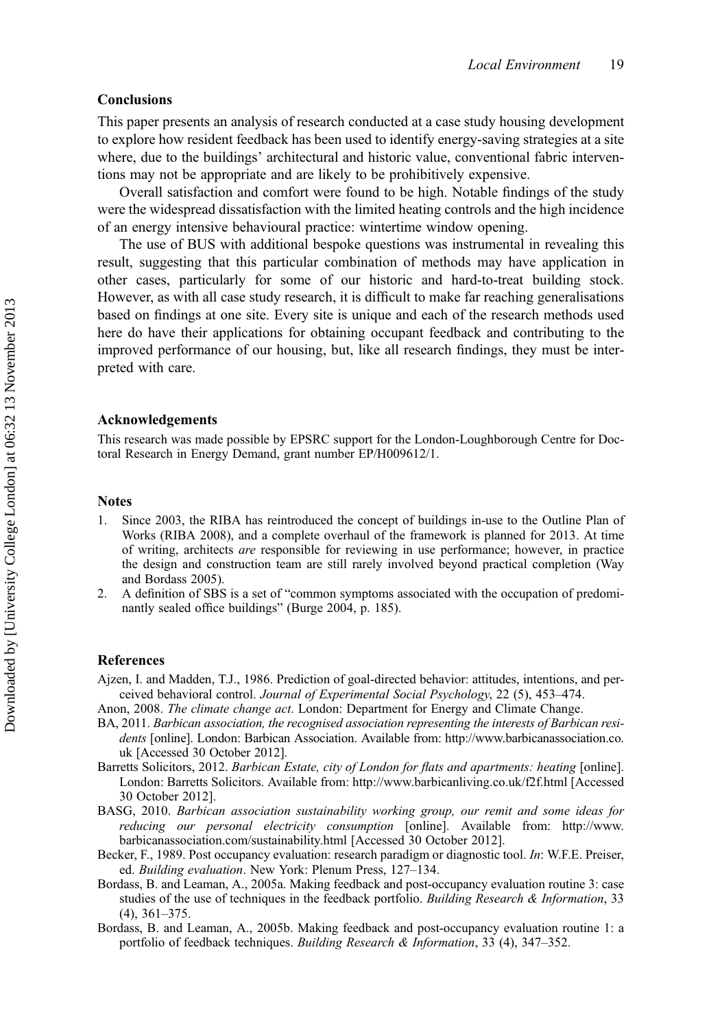## Conclusions

This paper presents an analysis of research conducted at a case study housing development to explore how resident feedback has been used to identify energy-saving strategies at a site where, due to the buildings' architectural and historic value, conventional fabric interventions may not be appropriate and are likely to be prohibitively expensive.

Overall satisfaction and comfort were found to be high. Notable findings of the study were the widespread dissatisfaction with the limited heating controls and the high incidence of an energy intensive behavioural practice: wintertime window opening.

The use of BUS with additional bespoke questions was instrumental in revealing this result, suggesting that this particular combination of methods may have application in other cases, particularly for some of our historic and hard-to-treat building stock. However, as with all case study research, it is difficult to make far reaching generalisations based on findings at one site. Every site is unique and each of the research methods used here do have their applications for obtaining occupant feedback and contributing to the improved performance of our housing, but, like all research findings, they must be interpreted with care.

## Acknowledgements

This research was made possible by EPSRC support for the London-Loughborough Centre for Doctoral Research in Energy Demand, grant number EP/H009612/1.

## Notes

1. Since 2003, the RIBA has reintroduced the concept of buildings in-use to the Outline Plan of Works (RIBA 2008), and a complete overhaul of the framework is planned for 2013. At time of writing, architects *are* responsible for reviewing in use performance; however, in practice the design and construction team are still rarely involved beyond practical completion (Way and Bordass 2005).
2. A definition of SBS is a set of "common symptoms associated with the occupation of predominantly sealed office buildings" (Burge 2004, p. 185).

## References

Ajzen, I. and Madden, T.J., 1986. Prediction of goal-directed behavior: attitudes, intentions, and perceived behavioral control. *Journal of Experimental Social Psychology*, 22 (5), 453–474.

Anon, 2008. *The climate change act*. London: Department for Energy and Climate Change.

BA, 2011. *Barbican association, the recognised association representing the interests of Barbican residents* [online]. London: Barbican Association. Available from: http://www.barbicanassociation.co.uk [Accessed 30 October 2012].

Barretts Solicitors, 2012. *Barbican Estate, city of London for flats and apartments: heating* [online]. London: Barretts Solicitors. Available from: http://www.barbicanliving.co.uk/f2f.html [Accessed 30 October 2012].

BASG, 2010. *Barbican association sustainability working group, our remit and some ideas for reducing our personal electricity consumption* [online]. Available from: http://www.barbicanassociation.com/sustainability.html [Accessed 30 October 2012].

Becker, F., 1989. Post occupancy evaluation: research paradigm or diagnostic tool. *In*: W.F.E. Preiser, ed. *Building evaluation*. New York: Plenum Press, 127–134.

Bordass, B. and Leaman, A., 2005a. Making feedback and post-occupancy evaluation routine 3: case studies of the use of techniques in the feedback portfolio. *Building Research & Information*, 33 (4), 361–375.

Bordass, B. and Leaman, A., 2005b. Making feedback and post-occupancy evaluation routine 1: a portfolio of feedback techniques. *Building Research & Information*, 33 (4), 347–352.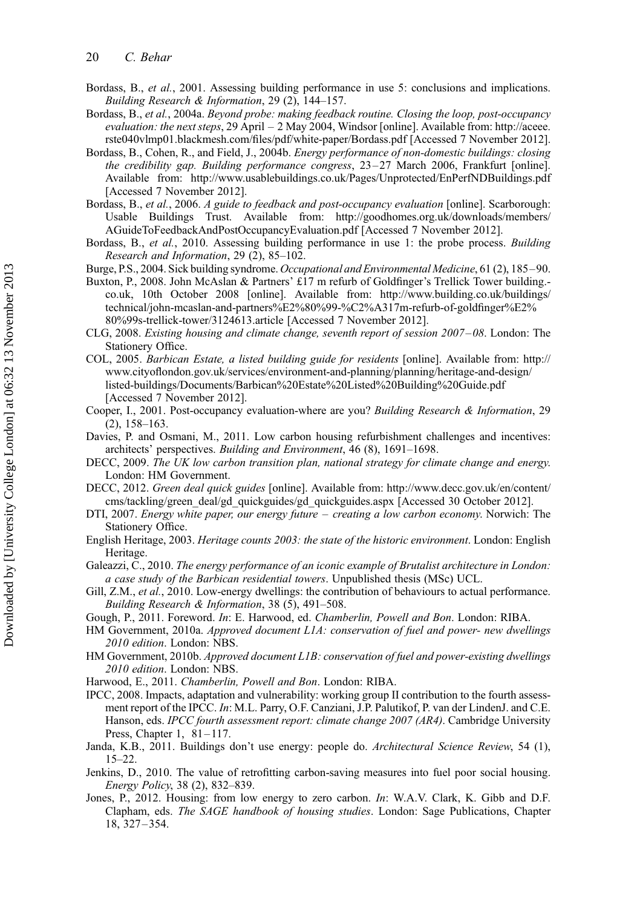Bordass, B., *et al.*, 2001. Assessing building performance in use 5: conclusions and implications. *Building Research & Information*, 29 (2), 144–157.

Bordass, B., *et al.*, 2004a. *Beyond probe: making feedback routine. Closing the loop, post-occupancy evaluation: the next steps*, 29 April – 2 May 2004, Windsor [online]. Available from: http://aceee.rste040vlmp01.blackmesh.com/files/pdf/white-paper/Bordass.pdf [Accessed 7 November 2012].

Bordass, B., Cohen, R., and Field, J., 2004b. *Energy performance of non-domestic buildings: closing the credibility gap. Building performance congress*, 23–27 March 2006, Frankfurt [online]. Available from: http://www.usablebuildings.co.uk/Pages/Unprotected/EnPerfNDBuildings.pdf [Accessed 7 November 2012].

Bordass, B., *et al.*, 2006. *A guide to feedback and post-occupancy evaluation* [online]. Scarborough: Usable Buildings Trust. Available from: http://goodhomes.org.uk/downloads/members/AGuideToFeedbackAndPostOccupancyEvaluation.pdf [Accessed 7 November 2012].

Bordass, B., *et al.*, 2010. Assessing building performance in use 1: the probe process. *Building Research and Information*, 29 (2), 85–102.

Burge, P.S., 2004. Sick building syndrome. *Occupational and Environmental Medicine*, 61 (2), 185–90.

Buxton, P., 2008. John McAslan & Partners' £17 m refurb of Goldfinger's Trellick Tower building.co.uk, 10th October 2008 [online]. Available from: http://www.building.co.uk/buildings/technical/john-mcaslan-and-partners%E2%80%99-%C2%A317m-refurb-of-goldfinger%E2%80%99s-trellick-tower/3124613.article [Accessed 7 November 2012].

CLG, 2008. *Existing housing and climate change, seventh report of session 2007–08*. London: The Stationery Office.

COL, 2005. *Barbican Estate, a listed building guide for residents* [online]. Available from: http://www.cityoflondon.gov.uk/services/environment-and-planning/planning/heritage-and-design/listed-buildings/Documents/Barbican%20Estate%20Listed%20Building%20Guide.pdf [Accessed 7 November 2012].

Cooper, I., 2001. Post-occupancy evaluation-where are you? *Building Research & Information*, 29 (2), 158–163.

Davies, P. and Osmani, M., 2011. Low carbon housing refurbishment challenges and incentives: architects' perspectives. *Building and Environment*, 46 (8), 1691–1698.

DECC, 2009. *The UK low carbon transition plan, national strategy for climate change and energy.* London: HM Government.

DECC, 2012. *Green deal quick guides* [online]. Available from: http://www.decc.gov.uk/en/content/cms/tackling/green_deal/gd_quickguides/gd_quickguides.aspx [Accessed 30 October 2012].

DTI, 2007. *Energy white paper, our energy future – creating a low carbon economy.* Norwich: The Stationery Office.

English Heritage, 2003. *Heritage counts 2003: the state of the historic environment*. London: English Heritage.

Galeazzi, C., 2010. *The energy performance of an iconic example of Brutalist architecture in London: a case study of the Barbican residential towers*. Unpublished thesis (MSc) UCL.

Gill, Z.M., *et al.*, 2010. Low-energy dwellings: the contribution of behaviours to actual performance. *Building Research & Information*, 38 (5), 491–508.

Gough, P., 2011. Foreword. *In*: E. Harwood, ed. *Chamberlin, Powell and Bon*. London: RIBA.

HM Government, 2010a. *Approved document L1A: conservation of fuel and power- new dwellings 2010 edition*. London: NBS.

HM Government, 2010b. *Approved document L1B: conservation of fuel and power-existing dwellings 2010 edition*. London: NBS.

Harwood, E., 2011. *Chamberlin, Powell and Bon*. London: RIBA.

IPCC, 2008. Impacts, adaptation and vulnerability: working group II contribution to the fourth assessment report of the IPCC. *In*: M.L. Parry, O.F. Canziani, J.P. Palutikof, P. van der LindenJ. and C.E. Hanson, eds. *IPCC fourth assessment report: climate change 2007 (AR4)*. Cambridge University Press, Chapter 1, 81–117.

Janda, K.B., 2011. Buildings don't use energy: people do. *Architectural Science Review*, 54 (1), 15–22.

Jenkins, D., 2010. The value of retrofitting carbon-saving measures into fuel poor social housing. *Energy Policy*, 38 (2), 832–839.

Jones, P., 2012. Housing: from low energy to zero carbon. *In*: W.A.V. Clark, K. Gibb and D.F. Clapham, eds. *The SAGE handbook of housing studies*. London: Sage Publications, Chapter 18, 327–354.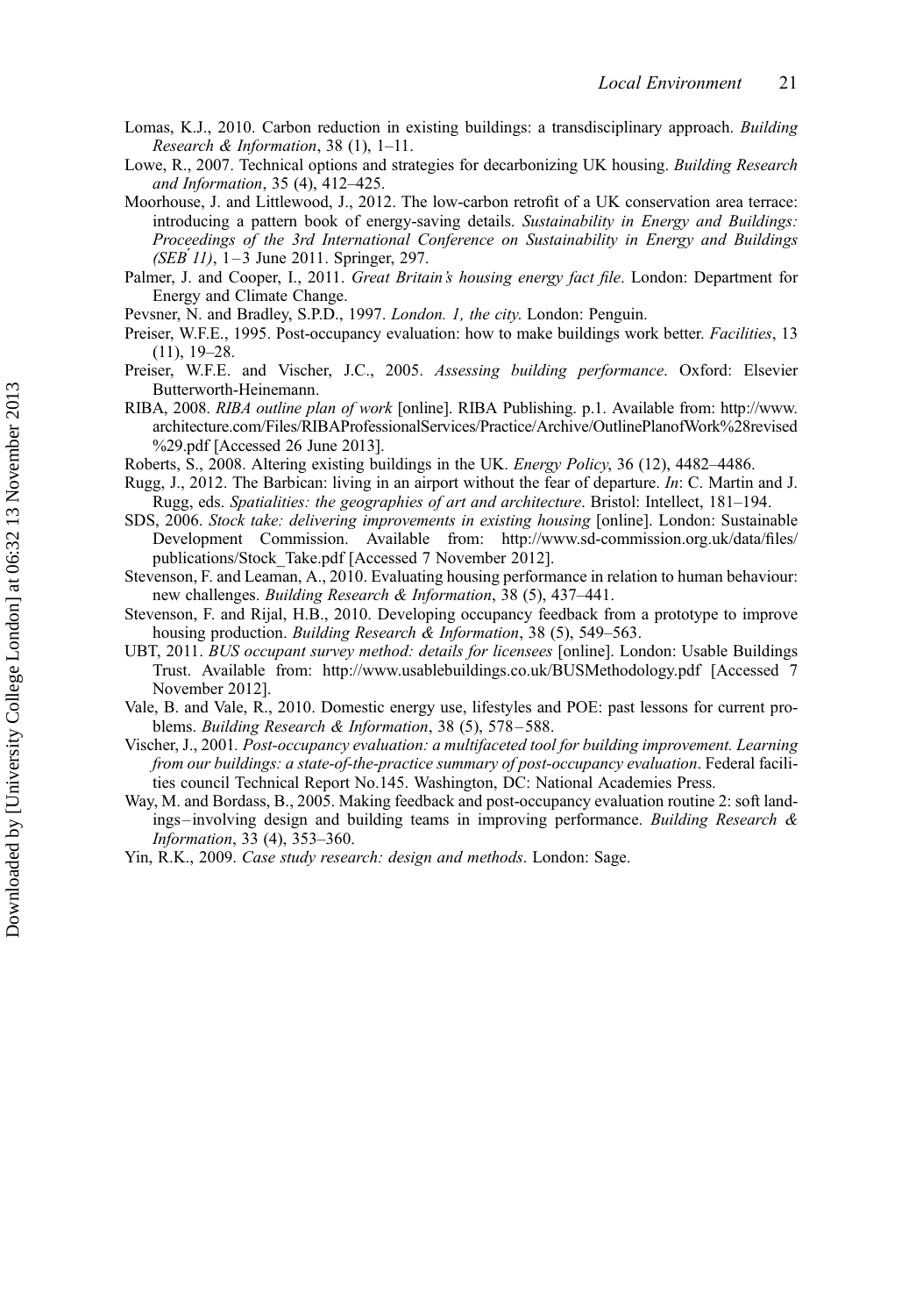Lomas, K.J., 2010. Carbon reduction in existing buildings: a transdisciplinary approach. *Building Research & Information*, 38 (1), 1–11.

Lowe, R., 2007. Technical options and strategies for decarbonizing UK housing. *Building Research and Information*, 35 (4), 412–425.

Moorhouse, J. and Littlewood, J., 2012. The low-carbon retrofit of a UK conservation area terrace: introducing a pattern book of energy-saving details. *Sustainability in Energy and Buildings: Proceedings of the 3rd International Conference on Sustainability in Energy and Buildings (SEB′11)*, 1–3 June 2011. Springer, 297.

Palmer, J. and Cooper, I., 2011. *Great Britain's housing energy fact file*. London: Department for Energy and Climate Change.

Pevsner, N. and Bradley, S.P.D., 1997. *London. 1, the city*. London: Penguin.

Preiser, W.F.E., 1995. Post-occupancy evaluation: how to make buildings work better. *Facilities*, 13 (11), 19–28.

Preiser, W.F.E. and Vischer, J.C., 2005. *Assessing building performance*. Oxford: Elsevier Butterworth-Heinemann.

RIBA, 2008. *RIBA outline plan of work* [online]. RIBA Publishing. p.1. Available from: http://www.architecture.com/Files/RIBAProfessionalServices/Practice/Archive/OutlinePlanofWork%28revised%29.pdf [Accessed 26 June 2013].

Roberts, S., 2008. Altering existing buildings in the UK. *Energy Policy*, 36 (12), 4482–4486.

Rugg, J., 2012. The Barbican: living in an airport without the fear of departure. *In*: C. Martin and J. Rugg, eds. *Spatialities: the geographies of art and architecture*. Bristol: Intellect, 181–194.

SDS, 2006. *Stock take: delivering improvements in existing housing* [online]. London: Sustainable Development Commission. Available from: http://www.sd-commission.org.uk/data/files/publications/Stock_Take.pdf [Accessed 7 November 2012].

Stevenson, F. and Leaman, A., 2010. Evaluating housing performance in relation to human behaviour: new challenges. *Building Research & Information*, 38 (5), 437–441.

Stevenson, F. and Rijal, H.B., 2010. Developing occupancy feedback from a prototype to improve housing production. *Building Research & Information*, 38 (5), 549–563.

UBT, 2011. *BUS occupant survey method: details for licensees* [online]. London: Usable Buildings Trust. Available from: http://www.usablebuildings.co.uk/BUSMethodology.pdf [Accessed 7 November 2012].

Vale, B. and Vale, R., 2010. Domestic energy use, lifestyles and POE: past lessons for current problems. *Building Research & Information*, 38 (5), 578–588.

Vischer, J., 2001. *Post-occupancy evaluation: a multifaceted tool for building improvement. Learning from our buildings: a state-of-the-practice summary of post-occupancy evaluation*. Federal facilities council Technical Report No.145. Washington, DC: National Academies Press.

Way, M. and Bordass, B., 2005. Making feedback and post-occupancy evaluation routine 2: soft landings–involving design and building teams in improving performance. *Building Research & Information*, 33 (4), 353–360.

Yin, R.K., 2009. *Case study research: design and methods*. London: Sage.